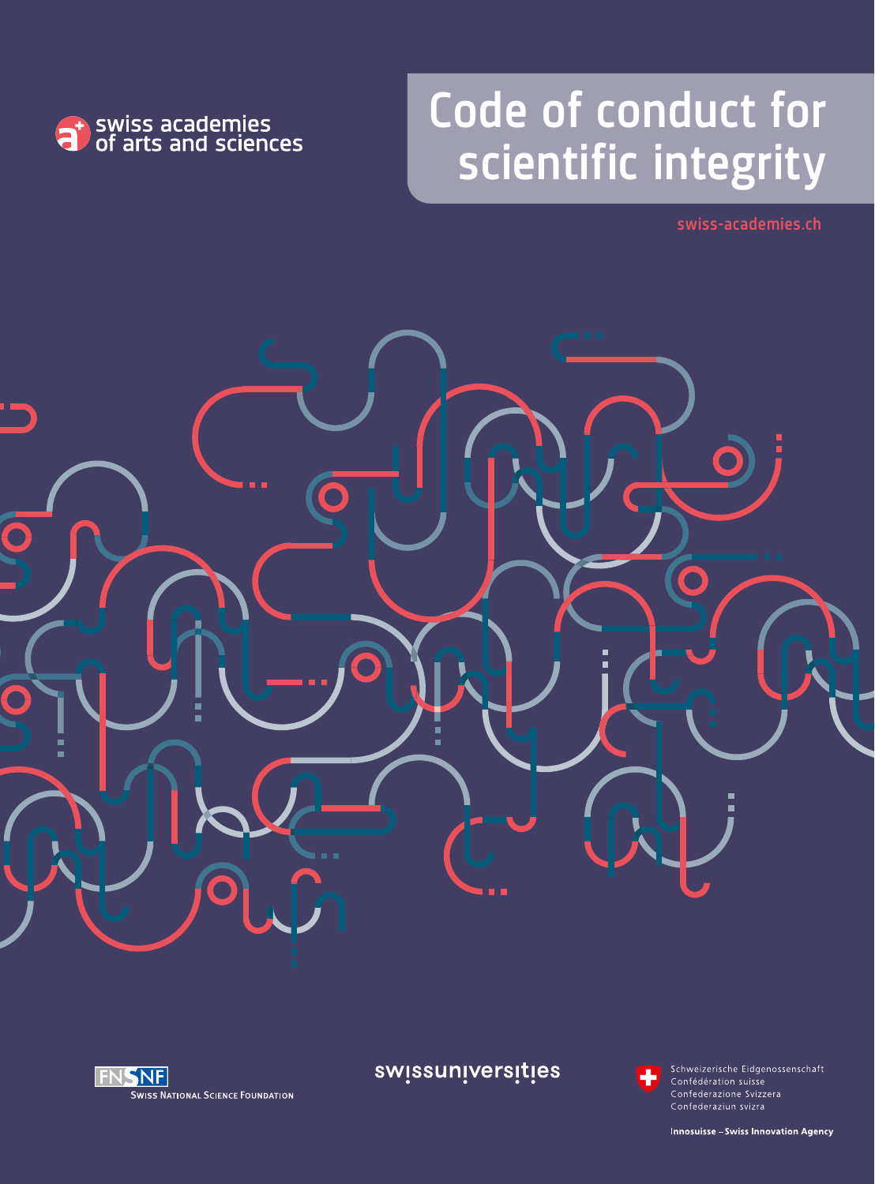swiss academies of arts and sciences

# Code of conduct for scientific integrity

swiss-academies.ch

FNSNF
SWISS NATIONAL SCIENCE FOUNDATION

swissuniversities

Schweizerische Eidgenossenschaft
Confédération suisse
Confederazione Svizzera
Confederaziun svizra

Innosuisse – Swiss Innovation Agency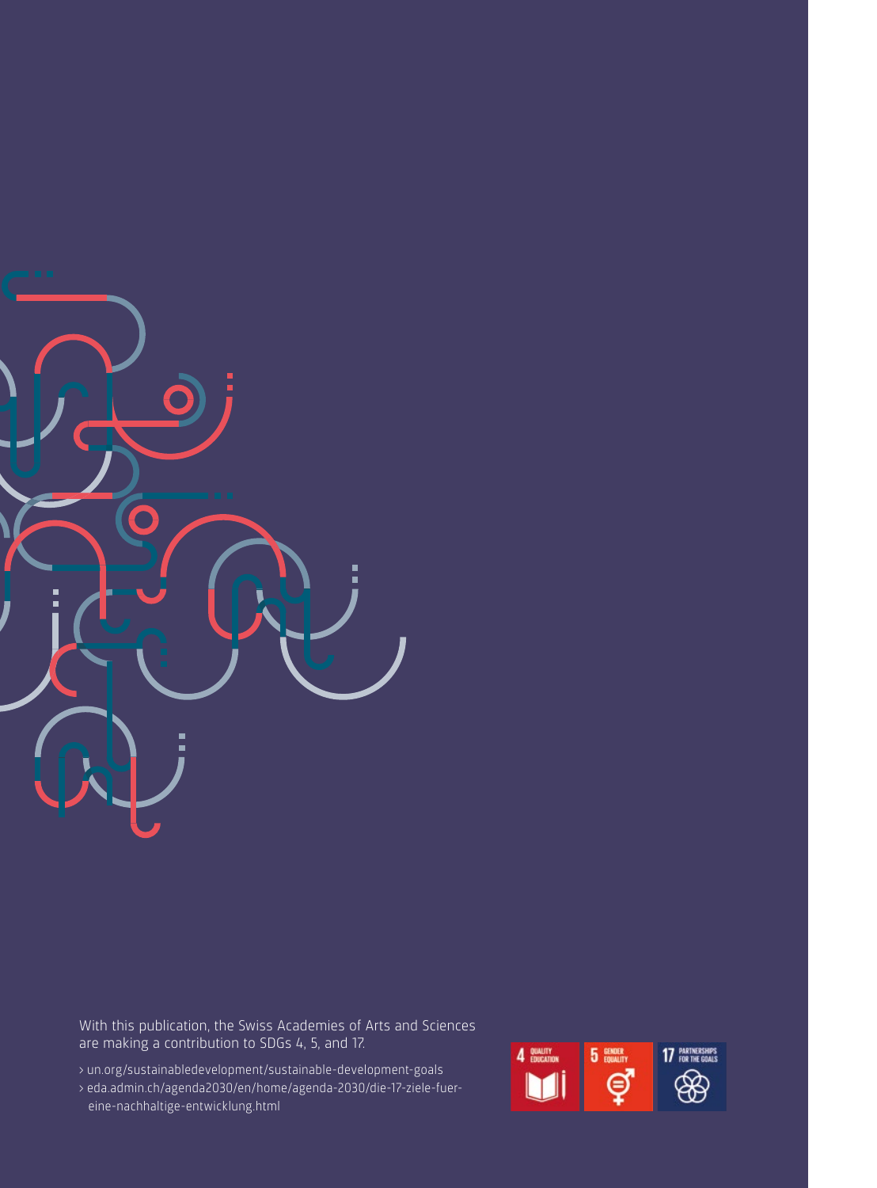With this publication, the Swiss Academies of Arts and Sciences are making a contribution to SDGs 4, 5, and 17.

> un.org/sustainabledevelopment/sustainable-development-goals
> eda.admin.ch/agenda2030/en/home/agenda-2030/die-17-ziele-fuer-eine-nachhaltige-entwicklung.html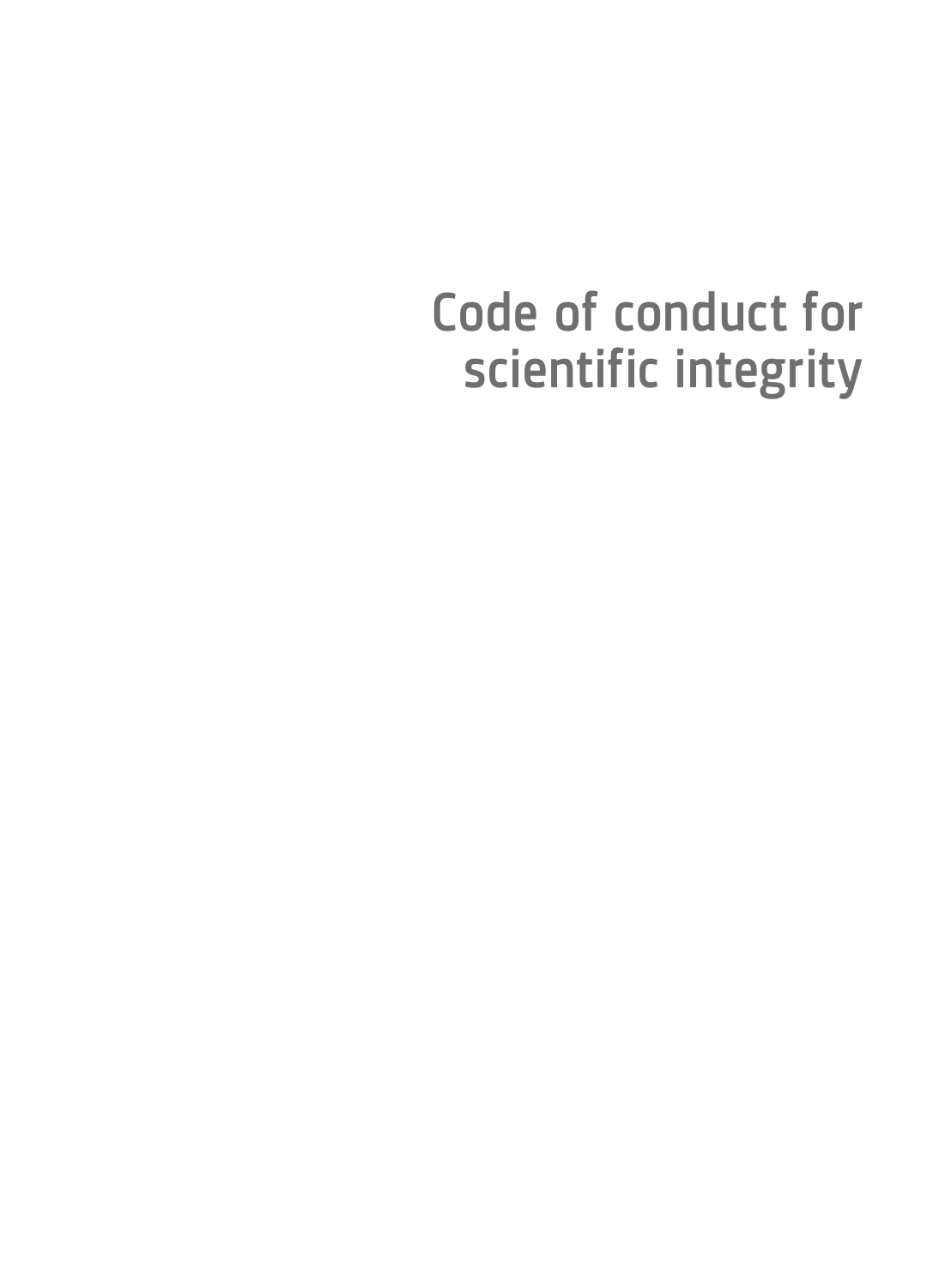# Code of conduct for scientific integrity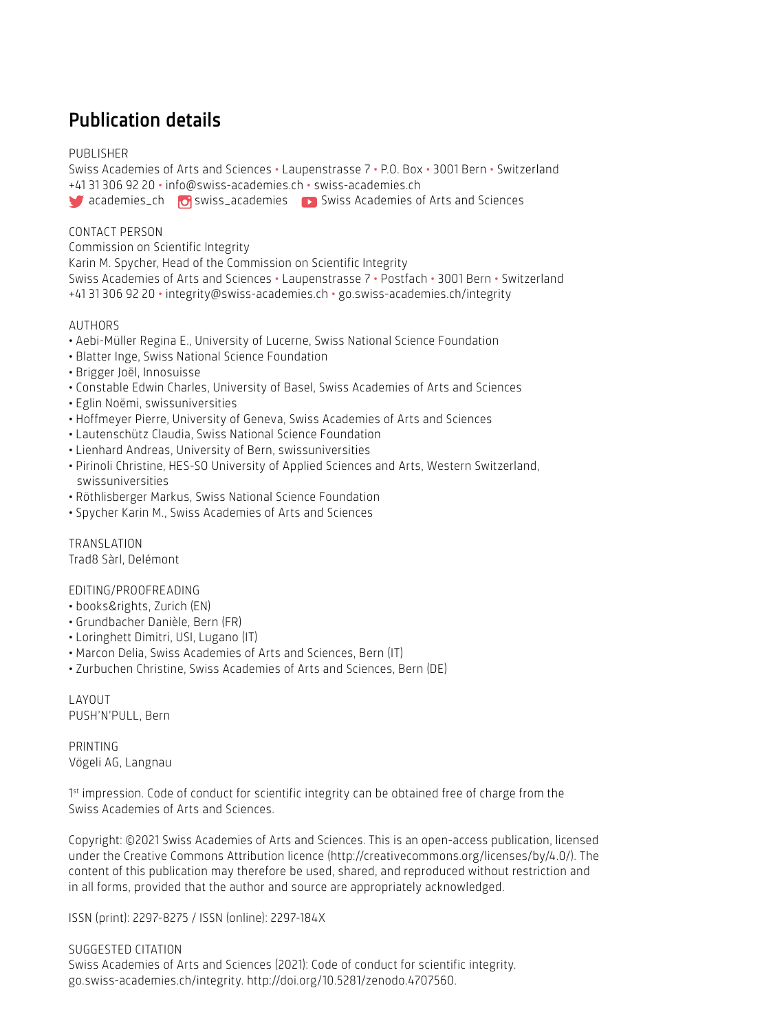## Publication details

PUBLISHER
Swiss Academies of Arts and Sciences • Laupenstrasse 7 • P.O. Box • 3001 Bern • Switzerland
+41 31 306 92 20 • info@swiss-academies.ch • swiss-academies.ch
academies_ch swiss_academies Swiss Academies of Arts and Sciences

CONTACT PERSON
Commission on Scientific Integrity
Karin M. Spycher, Head of the Commission on Scientific Integrity
Swiss Academies of Arts and Sciences • Laupenstrasse 7 • Postfach • 3001 Bern • Switzerland
+41 31 306 92 20 • integrity@swiss-academies.ch • go.swiss-academies.ch/integrity

AUTHORS
- Aebi-Müller Regina E., University of Lucerne, Swiss National Science Foundation
- Blatter Inge, Swiss National Science Foundation
- Brigger Joël, Innosuisse
- Constable Edwin Charles, University of Basel, Swiss Academies of Arts and Sciences
- Eglin Noëmi, swissuniversities
- Hoffmeyer Pierre, University of Geneva, Swiss Academies of Arts and Sciences
- Lautenschütz Claudia, Swiss National Science Foundation
- Lienhard Andreas, University of Bern, swissuniversities
- Pirinoli Christine, HES-SO University of Applied Sciences and Arts, Western Switzerland, swissuniversities
- Röthlisberger Markus, Swiss National Science Foundation
- Spycher Karin M., Swiss Academies of Arts and Sciences

TRANSLATION
Trad8 Sàrl, Delémont

EDITING/PROOFREADING
- books&rights, Zurich (EN)
- Grundbacher Danièle, Bern (FR)
- Loringhett Dimitri, USI, Lugano (IT)
- Marcon Delia, Swiss Academies of Arts and Sciences, Bern (IT)
- Zurbuchen Christine, Swiss Academies of Arts and Sciences, Bern (DE)

LAYOUT
PUSH'N'PULL, Bern

PRINTING
Vögeli AG, Langnau

1st impression. Code of conduct for scientific integrity can be obtained free of charge from the Swiss Academies of Arts and Sciences.

Copyright: ©2021 Swiss Academies of Arts and Sciences. This is an open-access publication, licensed under the Creative Commons Attribution licence (http://creativecommons.org/licenses/by/4.0/). The content of this publication may therefore be used, shared, and reproduced without restriction and in all forms, provided that the author and source are appropriately acknowledged.

ISSN (print): 2297-8275 / ISSN (online): 2297-184X

SUGGESTED CITATION
Swiss Academies of Arts and Sciences (2021): Code of conduct for scientific integrity. go.swiss-academies.ch/integrity. http://doi.org/10.5281/zenodo.4707560.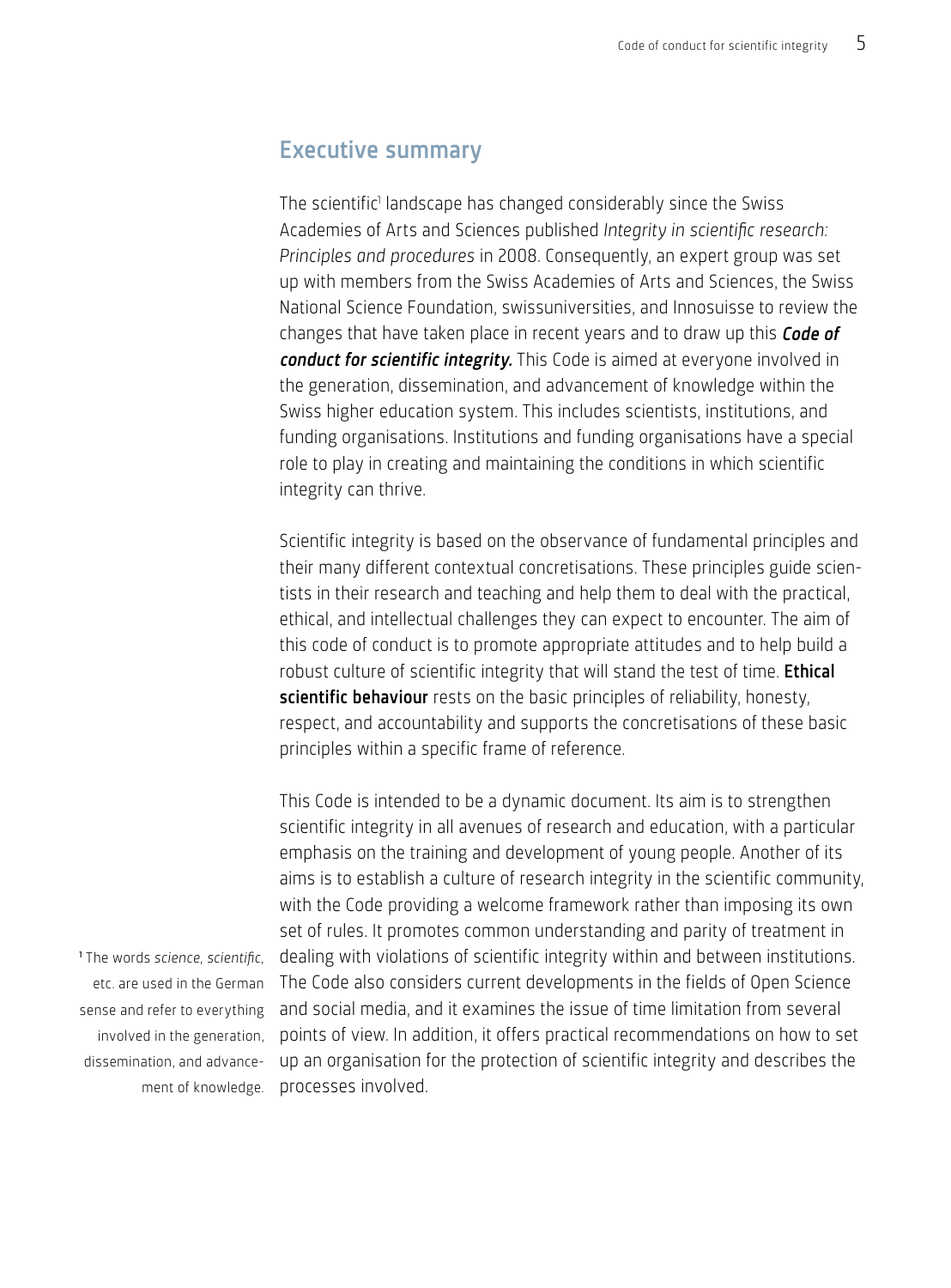## Executive summary

The scientific[1] landscape has changed considerably since the Swiss Academies of Arts and Sciences published *Integrity in scientific research: Principles and procedures* in 2008. Consequently, an expert group was set up with members from the Swiss Academies of Arts and Sciences, the Swiss National Science Foundation, swissuniversities, and Innosuisse to review the changes that have taken place in recent years and to draw up this ***Code of conduct for scientific integrity.*** This Code is aimed at everyone involved in the generation, dissemination, and advancement of knowledge within the Swiss higher education system. This includes scientists, institutions, and funding organisations. Institutions and funding organisations have a special role to play in creating and maintaining the conditions in which scientific integrity can thrive.

Scientific integrity is based on the observance of fundamental principles and their many different contextual concretisations. These principles guide scientists in their research and teaching and help them to deal with the practical, ethical, and intellectual challenges they can expect to encounter. The aim of this code of conduct is to promote appropriate attitudes and to help build a robust culture of scientific integrity that will stand the test of time. **Ethical scientific behaviour** rests on the basic principles of reliability, honesty, respect, and accountability and supports the concretisations of these basic principles within a specific frame of reference.

This Code is intended to be a dynamic document. Its aim is to strengthen scientific integrity in all avenues of research and education, with a particular emphasis on the training and development of young people. Another of its aims is to establish a culture of research integrity in the scientific community, with the Code providing a welcome framework rather than imposing its own set of rules. It promotes common understanding and parity of treatment in dealing with violations of scientific integrity within and between institutions. The Code also considers current developments in the fields of Open Science and social media, and it examines the issue of time limitation from several points of view. In addition, it offers practical recommendations on how to set up an organisation for the protection of scientific integrity and describes the processes involved.

[1] The words *science*, *scientific*, etc. are used in the German sense and refer to everything involved in the generation, dissemination, and advancement of knowledge.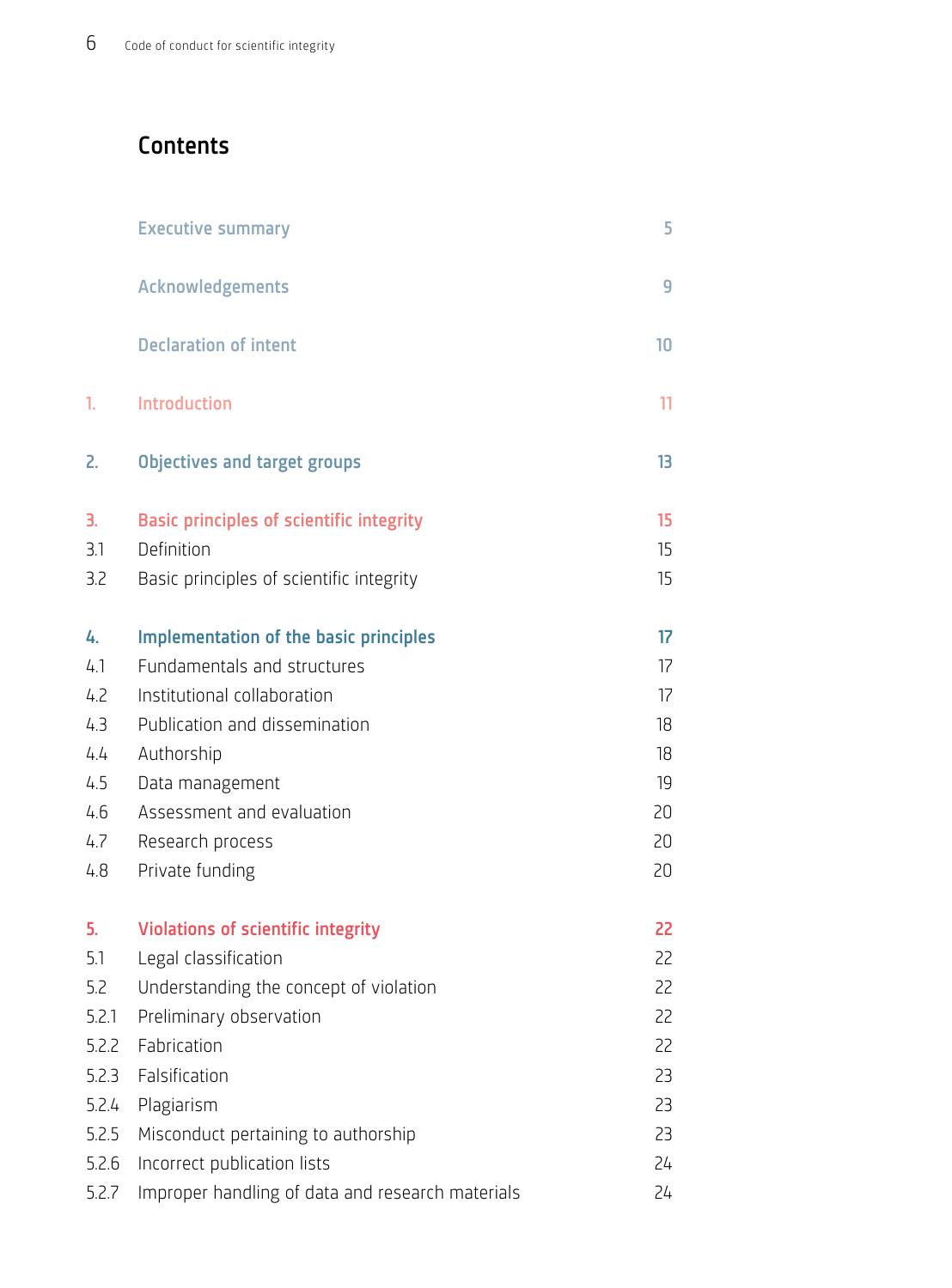# Contents

| | | |
|---|---|---|
| | Executive summary | 5 |
| | Acknowledgements | 9 |
| | Declaration of intent | 10 |
| 1. | Introduction | 11 |
| 2. | Objectives and target groups | 13 |
| 3. | Basic principles of scientific integrity | 15 |
| 3.1 | Definition | 15 |
| 3.2 | Basic principles of scientific integrity | 15 |
| 4. | Implementation of the basic principles | 17 |
| 4.1 | Fundamentals and structures | 17 |
| 4.2 | Institutional collaboration | 17 |
| 4.3 | Publication and dissemination | 18 |
| 4.4 | Authorship | 18 |
| 4.5 | Data management | 19 |
| 4.6 | Assessment and evaluation | 20 |
| 4.7 | Research process | 20 |
| 4.8 | Private funding | 20 |
| 5. | Violations of scientific integrity | 22 |
| 5.1 | Legal classification | 22 |
| 5.2 | Understanding the concept of violation | 22 |
| 5.2.1 | Preliminary observation | 22 |
| 5.2.2 | Fabrication | 22 |
| 5.2.3 | Falsification | 23 |
| 5.2.4 | Plagiarism | 23 |
| 5.2.5 | Misconduct pertaining to authorship | 23 |
| 5.2.6 | Incorrect publication lists | 24 |
| 5.2.7 | Improper handling of data and research materials | 24 |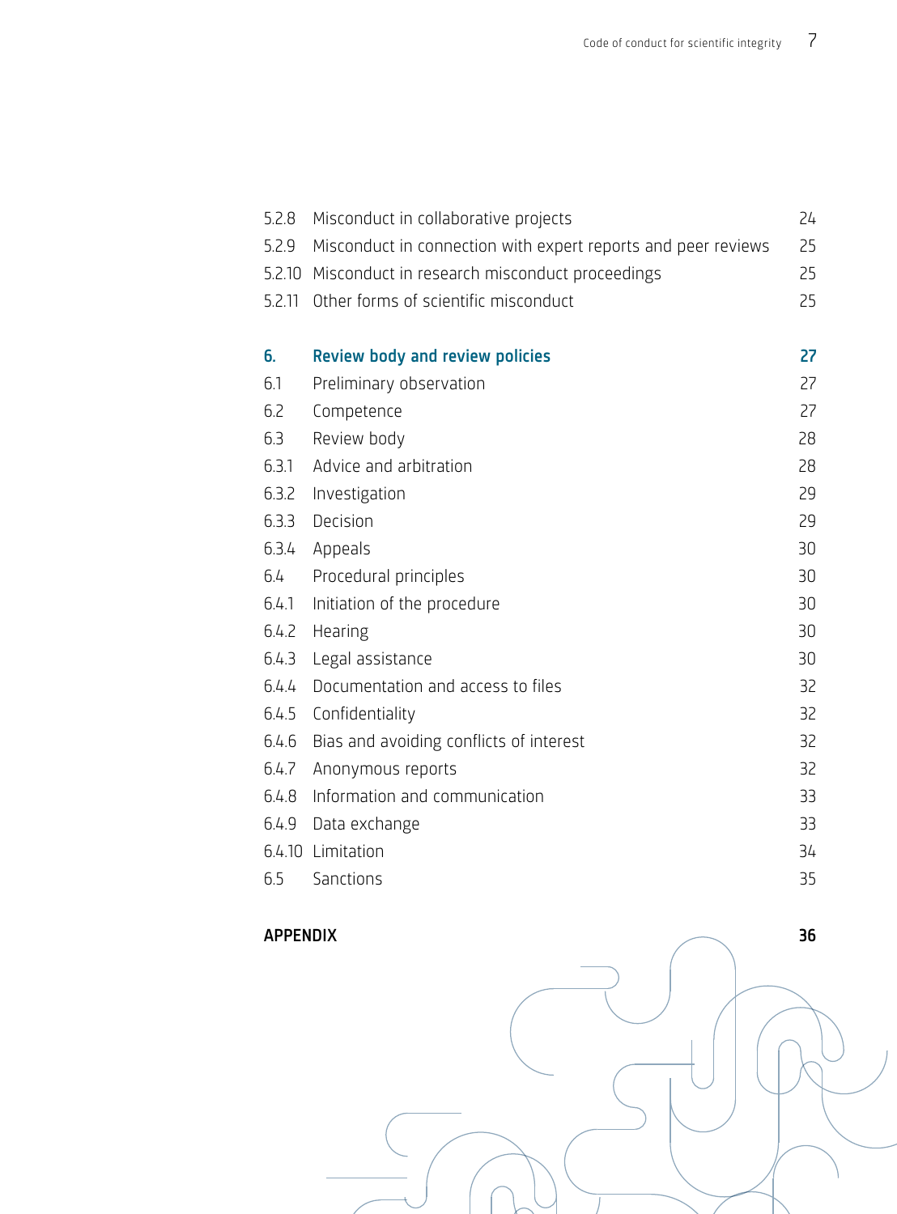| | | |
|---|---|---|
| 5.2.8 | Misconduct in collaborative projects | 24 |
| 5.2.9 | Misconduct in connection with expert reports and peer reviews | 25 |
| 5.2.10 | Misconduct in research misconduct proceedings | 25 |
| 5.2.11 | Other forms of scientific misconduct | 25 |
| **6.** | **Review body and review policies** | **27** |
| 6.1 | Preliminary observation | 27 |
| 6.2 | Competence | 27 |
| 6.3 | Review body | 28 |
| 6.3.1 | Advice and arbitration | 28 |
| 6.3.2 | Investigation | 29 |
| 6.3.3 | Decision | 29 |
| 6.3.4 | Appeals | 30 |
| 6.4 | Procedural principles | 30 |
| 6.4.1 | Initiation of the procedure | 30 |
| 6.4.2 | Hearing | 30 |
| 6.4.3 | Legal assistance | 30 |
| 6.4.4 | Documentation and access to files | 32 |
| 6.4.5 | Confidentiality | 32 |
| 6.4.6 | Bias and avoiding conflicts of interest | 32 |
| 6.4.7 | Anonymous reports | 32 |
| 6.4.8 | Information and communication | 33 |
| 6.4.9 | Data exchange | 33 |
| 6.4.10 | Limitation | 34 |
| 6.5 | Sanctions | 35 |
| **APPENDIX** | | **36** |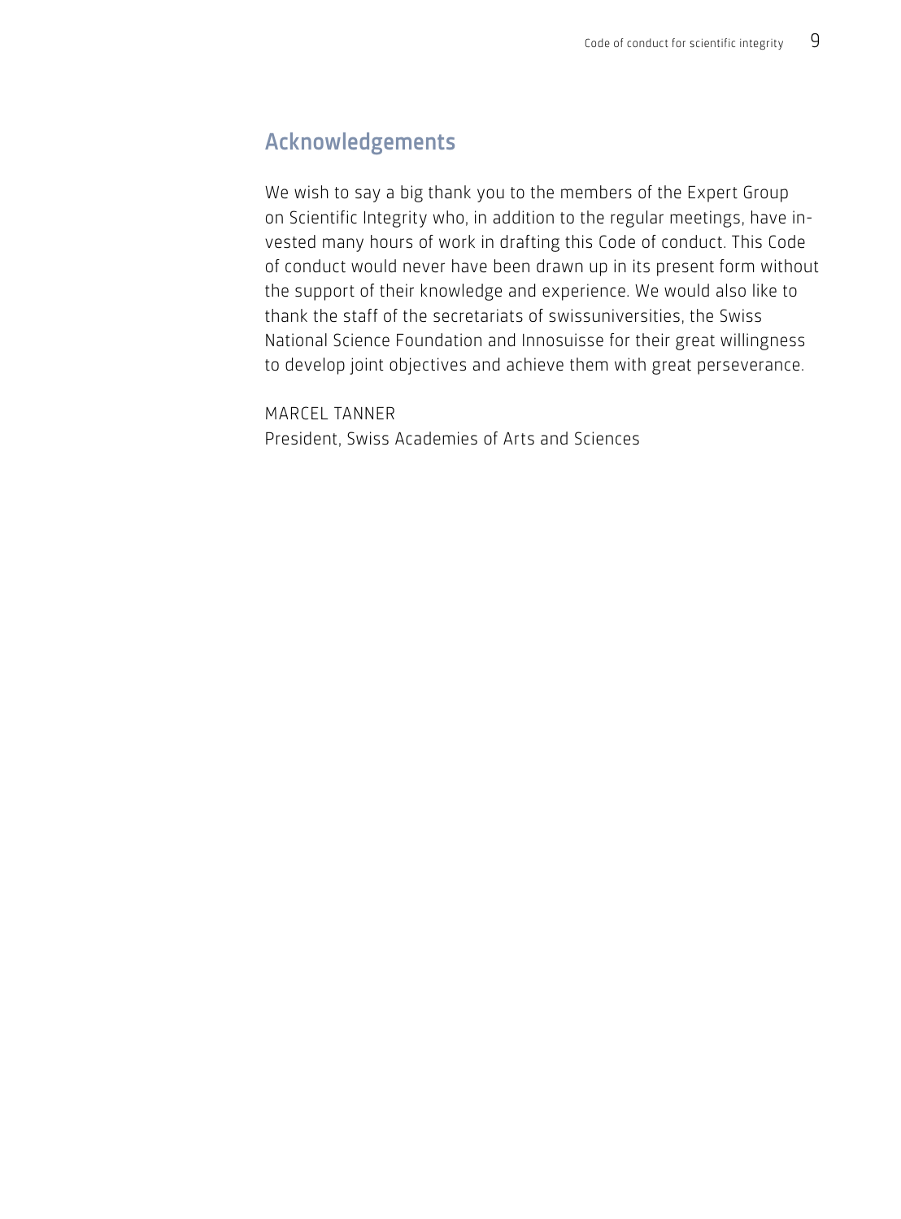## Acknowledgements

We wish to say a big thank you to the members of the Expert Group on Scientific Integrity who, in addition to the regular meetings, have invested many hours of work in drafting this Code of conduct. This Code of conduct would never have been drawn up in its present form without the support of their knowledge and experience. We would also like to thank the staff of the secretariats of swissuniversities, the Swiss National Science Foundation and Innosuisse for their great willingness to develop joint objectives and achieve them with great perseverance.

MARCEL TANNER
President, Swiss Academies of Arts and Sciences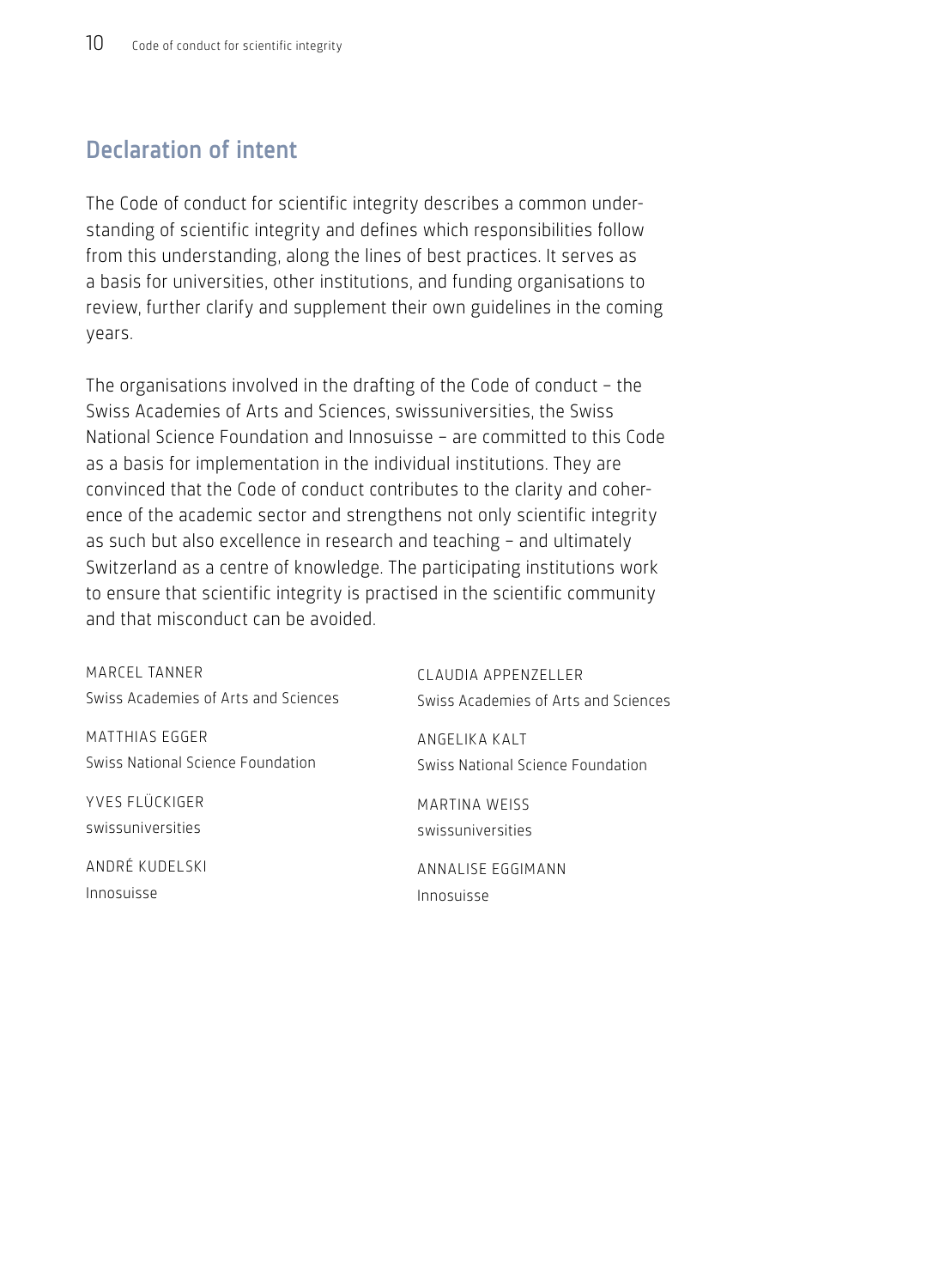## Declaration of intent

The Code of conduct for scientific integrity describes a common understanding of scientific integrity and defines which responsibilities follow from this understanding, along the lines of best practices. It serves as a basis for universities, other institutions, and funding organisations to review, further clarify and supplement their own guidelines in the coming years.

The organisations involved in the drafting of the Code of conduct – the Swiss Academies of Arts and Sciences, swissuniversities, the Swiss National Science Foundation and Innosuisse – are committed to this Code as a basis for implementation in the individual institutions. They are convinced that the Code of conduct contributes to the clarity and coherence of the academic sector and strengthens not only scientific integrity as such but also excellence in research and teaching – and ultimately Switzerland as a centre of knowledge. The participating institutions work to ensure that scientific integrity is practised in the scientific community and that misconduct can be avoided.

MARCEL TANNER
Swiss Academies of Arts and Sciences

CLAUDIA APPENZELLER
Swiss Academies of Arts and Sciences

MATTHIAS EGGER
Swiss National Science Foundation

ANGELIKA KALT
Swiss National Science Foundation

YVES FLÜCKIGER
swissuniversities

MARTINA WEISS
swissuniversities

ANDRÉ KUDELSKI
Innosuisse

ANNALISE EGGIMANN
Innosuisse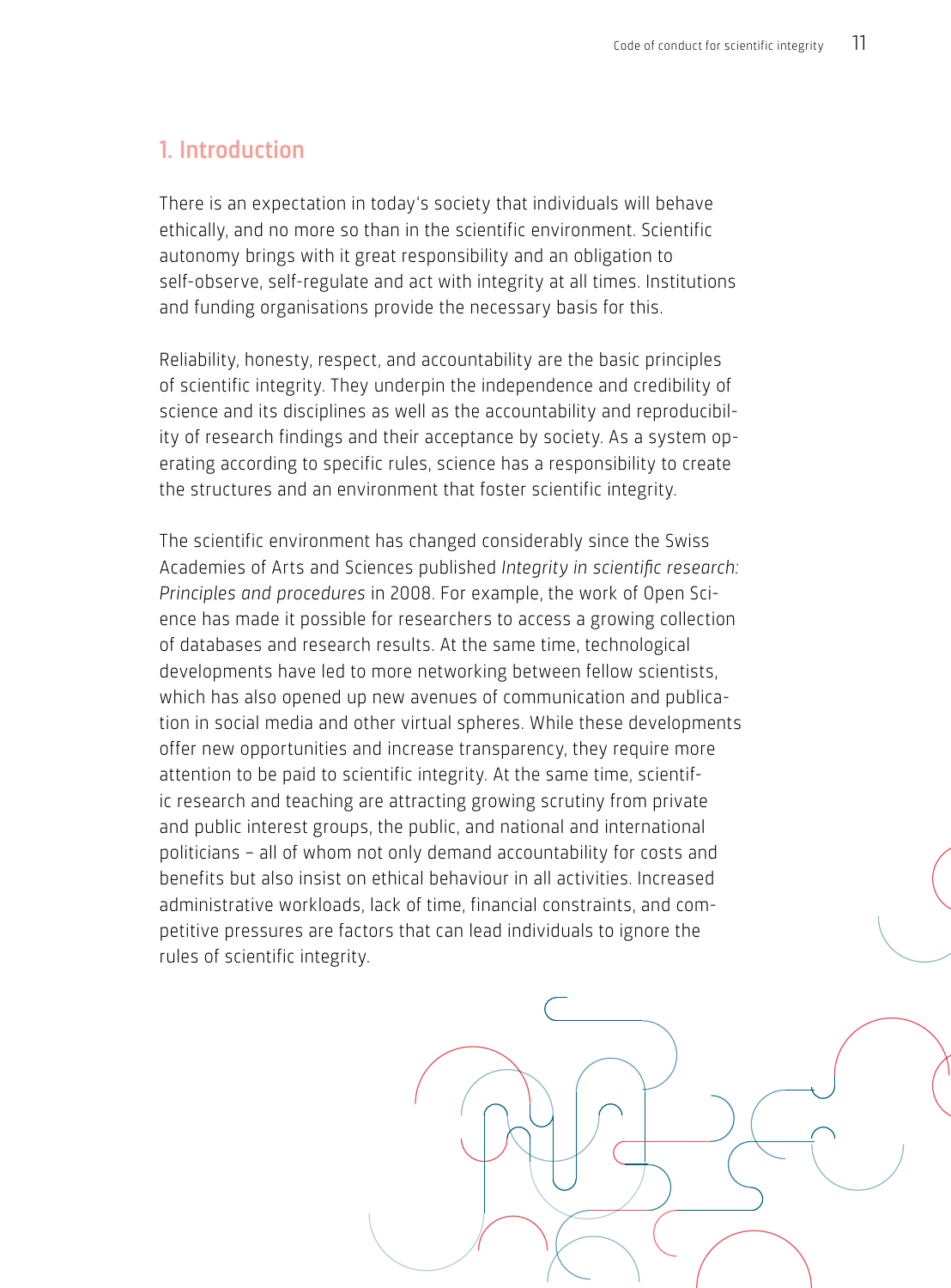## 1. Introduction

There is an expectation in today's society that individuals will behave ethically, and no more so than in the scientific environment. Scientific autonomy brings with it great responsibility and an obligation to self-observe, self-regulate and act with integrity at all times. Institutions and funding organisations provide the necessary basis for this.

Reliability, honesty, respect, and accountability are the basic principles of scientific integrity. They underpin the independence and credibility of science and its disciplines as well as the accountability and reproducibility of research findings and their acceptance by society. As a system operating according to specific rules, science has a responsibility to create the structures and an environment that foster scientific integrity.

The scientific environment has changed considerably since the Swiss Academies of Arts and Sciences published *Integrity in scientific research: Principles and procedures* in 2008. For example, the work of Open Science has made it possible for researchers to access a growing collection of databases and research results. At the same time, technological developments have led to more networking between fellow scientists, which has also opened up new avenues of communication and publication in social media and other virtual spheres. While these developments offer new opportunities and increase transparency, they require more attention to be paid to scientific integrity. At the same time, scientific research and teaching are attracting growing scrutiny from private and public interest groups, the public, and national and international politicians – all of whom not only demand accountability for costs and benefits but also insist on ethical behaviour in all activities. Increased administrative workloads, lack of time, financial constraints, and competitive pressures are factors that can lead individuals to ignore the rules of scientific integrity.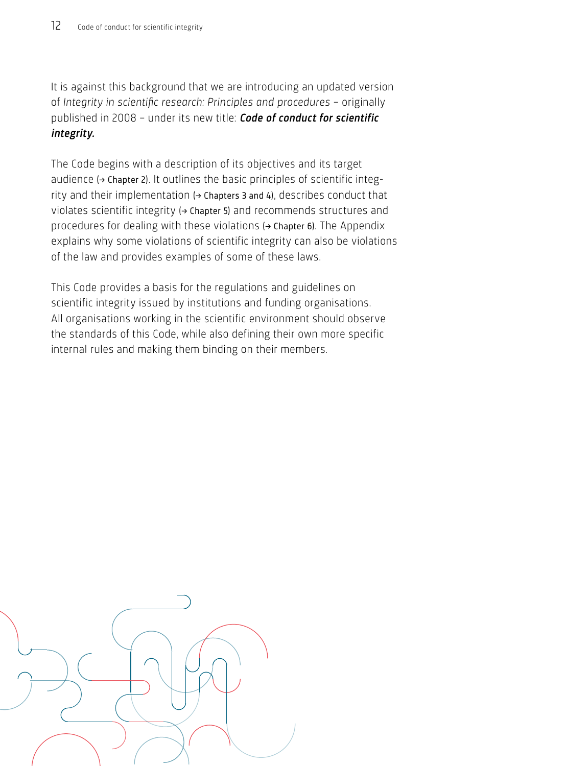It is against this background that we are introducing an updated version of *Integrity in scientific research: Principles and procedures* – originally published in 2008 – under its new title: ***Code of conduct for scientific integrity.***

The Code begins with a description of its objectives and its target audience (→ Chapter 2). It outlines the basic principles of scientific integrity and their implementation (→ Chapters 3 and 4), describes conduct that violates scientific integrity (→ Chapter 5) and recommends structures and procedures for dealing with these violations (→ Chapter 6). The Appendix explains why some violations of scientific integrity can also be violations of the law and provides examples of some of these laws.

This Code provides a basis for the regulations and guidelines on scientific integrity issued by institutions and funding organisations. All organisations working in the scientific environment should observe the standards of this Code, while also defining their own more specific internal rules and making them binding on their members.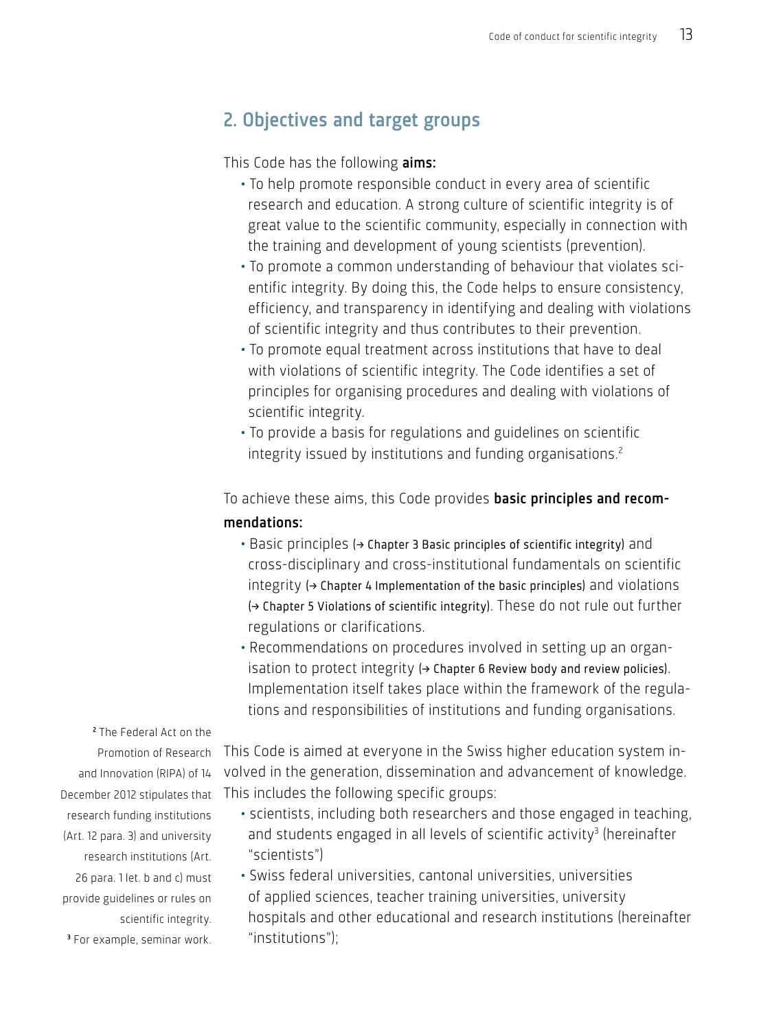## 2. Objectives and target groups

This Code has the following **aims:**

- To help promote responsible conduct in every area of scientific research and education. A strong culture of scientific integrity is of great value to the scientific community, especially in connection with the training and development of young scientists (prevention).
- To promote a common understanding of behaviour that violates scientific integrity. By doing this, the Code helps to ensure consistency, efficiency, and transparency in identifying and dealing with violations of scientific integrity and thus contributes to their prevention.
- To promote equal treatment across institutions that have to deal with violations of scientific integrity. The Code identifies a set of principles for organising procedures and dealing with violations of scientific integrity.
- To provide a basis for regulations and guidelines on scientific integrity issued by institutions and funding organisations.[2]

To achieve these aims, this Code provides **basic principles and recommendations:**

- Basic principles (→ Chapter 3 Basic principles of scientific integrity) and cross-disciplinary and cross-institutional fundamentals on scientific integrity (→ Chapter 4 Implementation of the basic principles) and violations (→ Chapter 5 Violations of scientific integrity). These do not rule out further regulations or clarifications.
- Recommendations on procedures involved in setting up an organisation to protect integrity (→ Chapter 6 Review body and review policies). Implementation itself takes place within the framework of the regulations and responsibilities of institutions and funding organisations.

This Code is aimed at everyone in the Swiss higher education system involved in the generation, dissemination and advancement of knowledge. This includes the following specific groups:

- scientists, including both researchers and those engaged in teaching, and students engaged in all levels of scientific activity[3] (hereinafter "scientists")
- Swiss federal universities, cantonal universities, universities of applied sciences, teacher training universities, university hospitals and other educational and research institutions (hereinafter "institutions");

[2] The Federal Act on the Promotion of Research and Innovation (RIPA) of 14 December 2012 stipulates that research funding institutions (Art. 12 para. 3) and university research institutions (Art. 26 para. 1 let. b and c) must provide guidelines or rules on scientific integrity.

[3] For example, seminar work.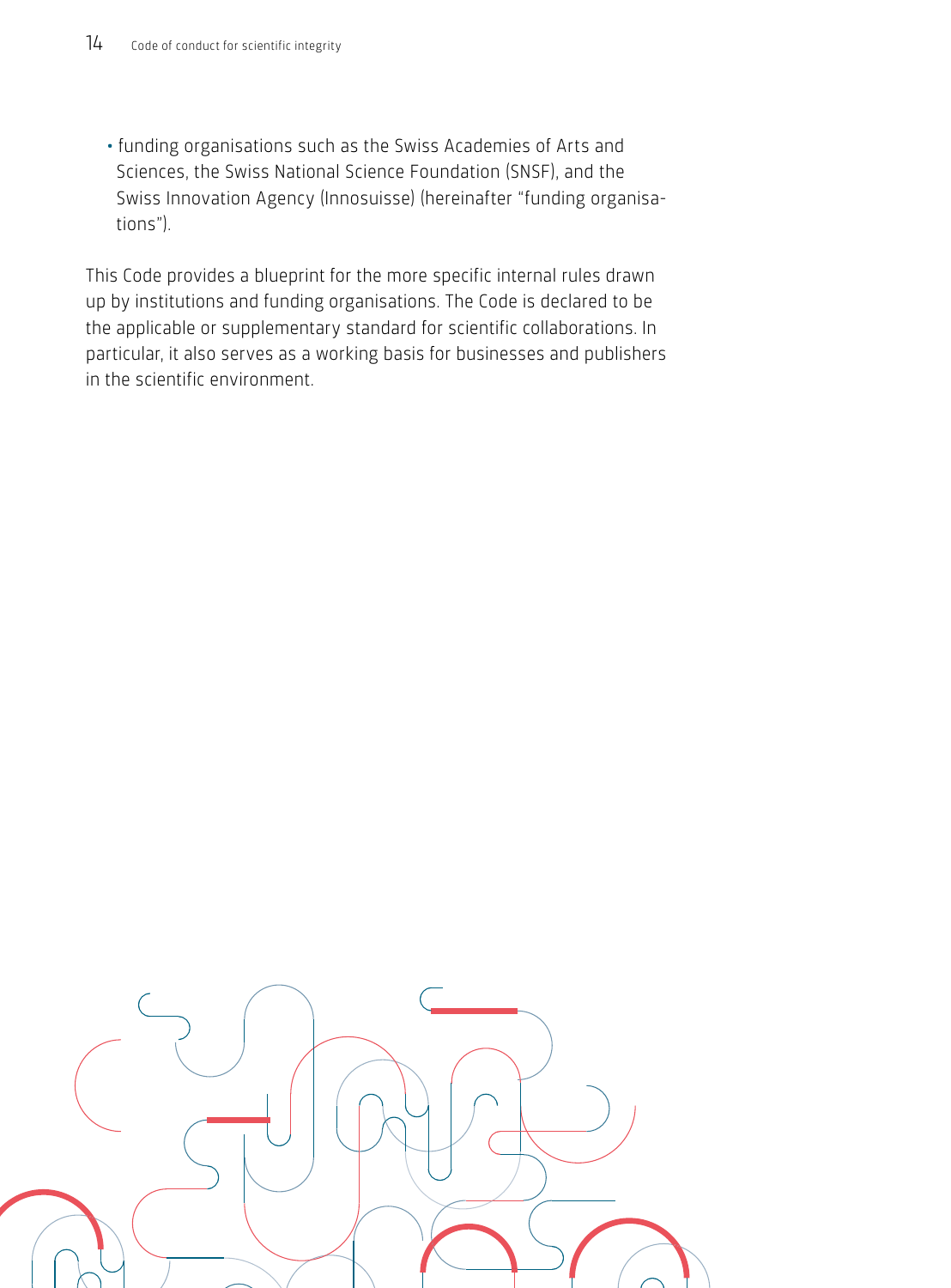- funding organisations such as the Swiss Academies of Arts and Sciences, the Swiss National Science Foundation (SNSF), and the Swiss Innovation Agency (Innosuisse) (hereinafter "funding organisations").

This Code provides a blueprint for the more specific internal rules drawn up by institutions and funding organisations. The Code is declared to be the applicable or supplementary standard for scientific collaborations. In particular, it also serves as a working basis for businesses and publishers in the scientific environment.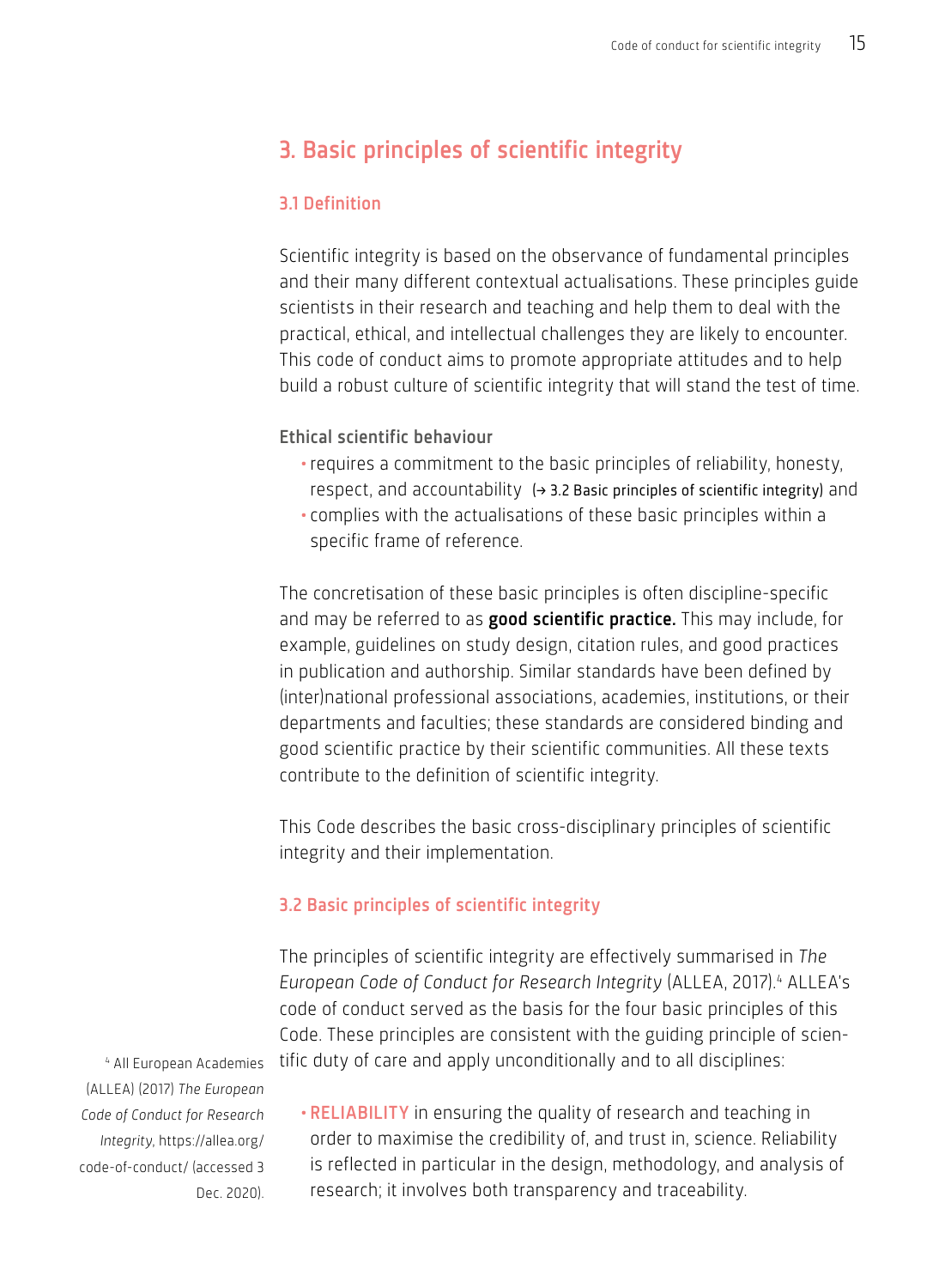# 3. Basic principles of scientific integrity

## 3.1 Definition

Scientific integrity is based on the observance of fundamental principles and their many different contextual actualisations. These principles guide scientists in their research and teaching and help them to deal with the practical, ethical, and intellectual challenges they are likely to encounter. This code of conduct aims to promote appropriate attitudes and to help build a robust culture of scientific integrity that will stand the test of time.

**Ethical scientific behaviour**

- requires a commitment to the basic principles of reliability, honesty, respect, and accountability (→ 3.2 Basic principles of scientific integrity) and
- complies with the actualisations of these basic principles within a specific frame of reference.

The concretisation of these basic principles is often discipline-specific and may be referred to as **good scientific practice.** This may include, for example, guidelines on study design, citation rules, and good practices in publication and authorship. Similar standards have been defined by (inter)national professional associations, academies, institutions, or their departments and faculties; these standards are considered binding and good scientific practice by their scientific communities. All these texts contribute to the definition of scientific integrity.

This Code describes the basic cross-disciplinary principles of scientific integrity and their implementation.

## 3.2 Basic principles of scientific integrity

The principles of scientific integrity are effectively summarised in *The European Code of Conduct for Research Integrity* (ALLEA, 2017).[4] ALLEA's code of conduct served as the basis for the four basic principles of this Code. These principles are consistent with the guiding principle of scientific duty of care and apply unconditionally and to all disciplines:

- RELIABILITY in ensuring the quality of research and teaching in order to maximise the credibility of, and trust in, science. Reliability is reflected in particular in the design, methodology, and analysis of research; it involves both transparency and traceability.

[4] All European Academies (ALLEA) (2017) *The European Code of Conduct for Research Integrity*, https://allea.org/code-of-conduct/ (accessed 3 Dec. 2020).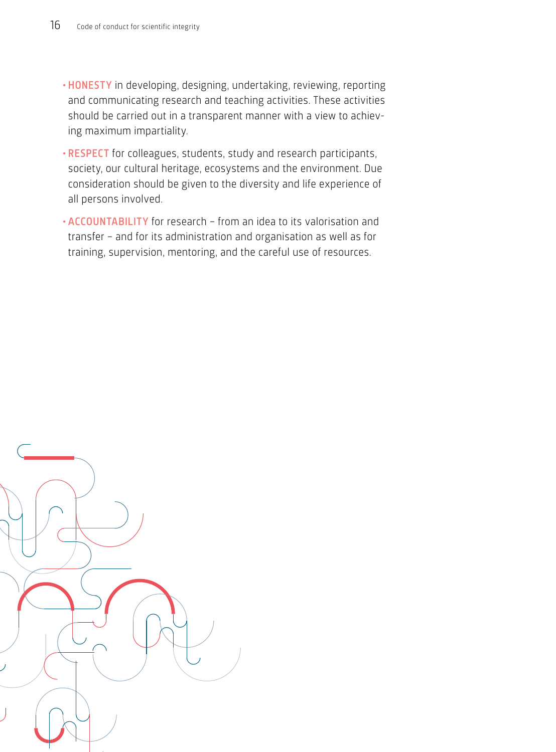- **HONESTY** in developing, designing, undertaking, reviewing, reporting and communicating research and teaching activities. These activities should be carried out in a transparent manner with a view to achieving maximum impartiality.
- **RESPECT** for colleagues, students, study and research participants, society, our cultural heritage, ecosystems and the environment. Due consideration should be given to the diversity and life experience of all persons involved.
- **ACCOUNTABILITY** for research – from an idea to its valorisation and transfer – and for its administration and organisation as well as for training, supervision, mentoring, and the careful use of resources.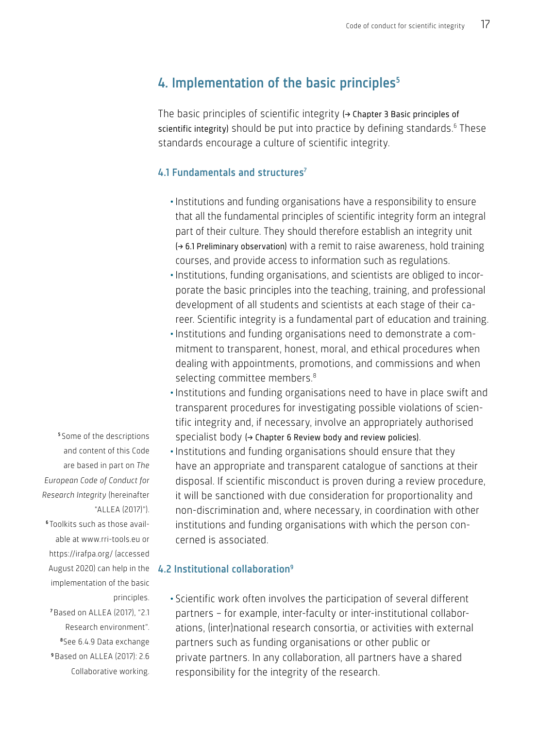## 4. Implementation of the basic principles[5]

The basic principles of scientific integrity (→ Chapter 3 Basic principles of scientific integrity) should be put into practice by defining standards.[6] These standards encourage a culture of scientific integrity.

### 4.1 Fundamentals and structures[7]

- Institutions and funding organisations have a responsibility to ensure that all the fundamental principles of scientific integrity form an integral part of their culture. They should therefore establish an integrity unit (→ 6.1 Preliminary observation) with a remit to raise awareness, hold training courses, and provide access to information such as regulations.
- Institutions, funding organisations, and scientists are obliged to incorporate the basic principles into the teaching, training, and professional development of all students and scientists at each stage of their career. Scientific integrity is a fundamental part of education and training.
- Institutions and funding organisations need to demonstrate a commitment to transparent, honest, moral, and ethical procedures when dealing with appointments, promotions, and commissions and when selecting committee members.[8]
- Institutions and funding organisations need to have in place swift and transparent procedures for investigating possible violations of scientific integrity and, if necessary, involve an appropriately authorised specialist body (→ Chapter 6 Review body and review policies).
- Institutions and funding organisations should ensure that they have an appropriate and transparent catalogue of sanctions at their disposal. If scientific misconduct is proven during a review procedure, it will be sanctioned with due consideration for proportionality and non-discrimination and, where necessary, in coordination with other institutions and funding organisations with which the person concerned is associated.

### 4.2 Institutional collaboration[9]

- Scientific work often involves the participation of several different partners – for example, inter-faculty or inter-institutional collaborations, (inter)national research consortia, or activities with external partners such as funding organisations or other public or private partners. In any collaboration, all partners have a shared responsibility for the integrity of the research.

[5] Some of the descriptions and content of this Code are based in part on *The European Code of Conduct for Research Integrity* (hereinafter "ALLEA (2017)").

[6] Toolkits such as those available at www.rri-tools.eu or https://irafpa.org/ (accessed August 2020) can help in the implementation of the basic principles.

[7] Based on ALLEA (2017), "2.1 Research environment".

[8] See 6.4.9 Data exchange

[9] Based on ALLEA (2017): 2.6 Collaborative working.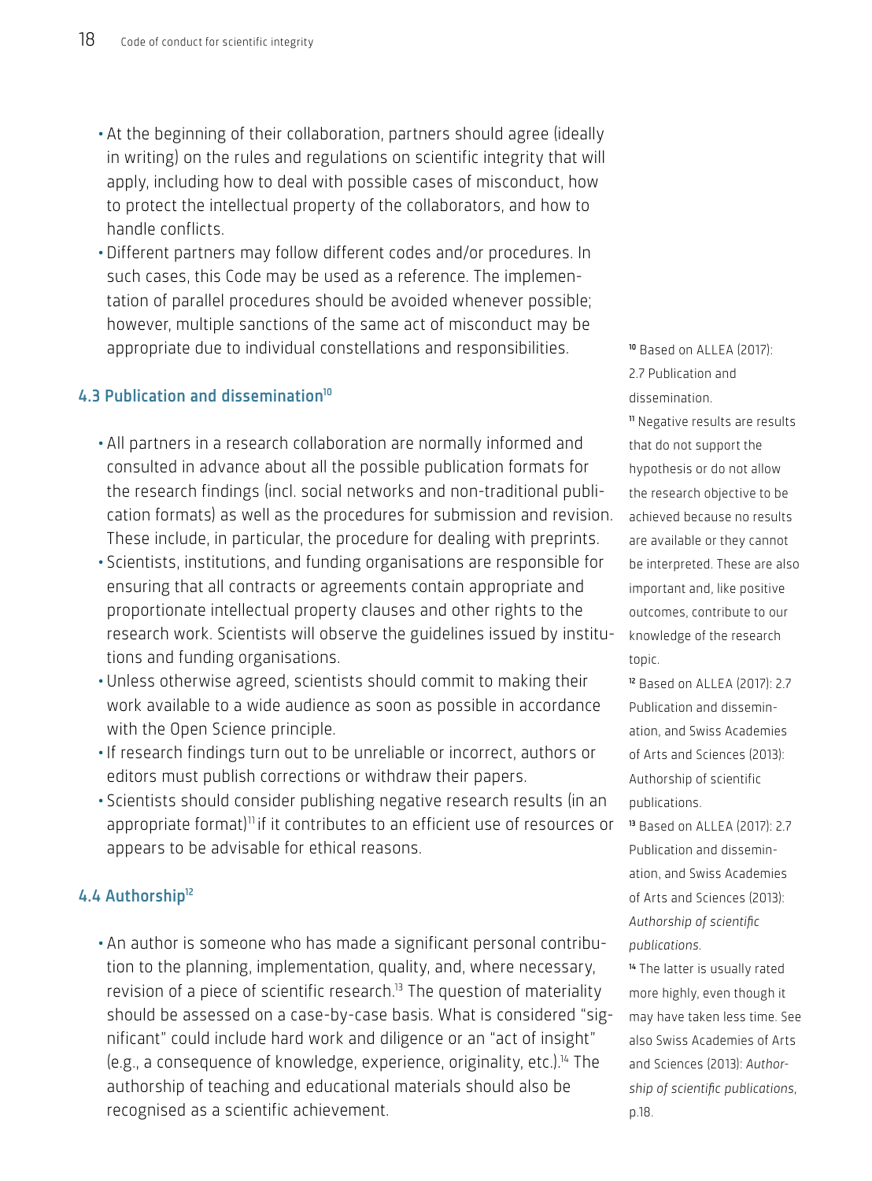- At the beginning of their collaboration, partners should agree (ideally in writing) on the rules and regulations on scientific integrity that will apply, including how to deal with possible cases of misconduct, how to protect the intellectual property of the collaborators, and how to handle conflicts.
- Different partners may follow different codes and/or procedures. In such cases, this Code may be used as a reference. The implementation of parallel procedures should be avoided whenever possible; however, multiple sanctions of the same act of misconduct may be appropriate due to individual constellations and responsibilities.

### 4.3 Publication and dissemination[10]

- All partners in a research collaboration are normally informed and consulted in advance about all the possible publication formats for the research findings (incl. social networks and non-traditional publication formats) as well as the procedures for submission and revision. These include, in particular, the procedure for dealing with preprints.
- Scientists, institutions, and funding organisations are responsible for ensuring that all contracts or agreements contain appropriate and proportionate intellectual property clauses and other rights to the research work. Scientists will observe the guidelines issued by institutions and funding organisations.
- Unless otherwise agreed, scientists should commit to making their work available to a wide audience as soon as possible in accordance with the Open Science principle.
- If research findings turn out to be unreliable or incorrect, authors or editors must publish corrections or withdraw their papers.
- Scientists should consider publishing negative research results (in an appropriate format)[11] if it contributes to an efficient use of resources or appears to be advisable for ethical reasons.

### 4.4 Authorship[12]

- An author is someone who has made a significant personal contribution to the planning, implementation, quality, and, where necessary, revision of a piece of scientific research.[13] The question of materiality should be assessed on a case-by-case basis. What is considered "significant" could include hard work and diligence or an "act of insight" (e.g., a consequence of knowledge, experience, originality, etc.).[14] The authorship of teaching and educational materials should also be recognised as a scientific achievement.

---

[10] Based on ALLEA (2017): 2.7 Publication and dissemination.

[11] Negative results are results that do not support the hypothesis or do not allow the research objective to be achieved because no results are available or they cannot be interpreted. These are also important and, like positive outcomes, contribute to our knowledge of the research topic.

[12] Based on ALLEA (2017): 2.7 Publication and dissemination, and Swiss Academies of Arts and Sciences (2013): Authorship of scientific publications.

[13] Based on ALLEA (2017): 2.7 Publication and dissemination, and Swiss Academies of Arts and Sciences (2013): *Authorship of scientific publications*.

[14] The latter is usually rated more highly, even though it may have taken less time. See also Swiss Academies of Arts and Sciences (2013): *Authorship of scientific publications*, p.18.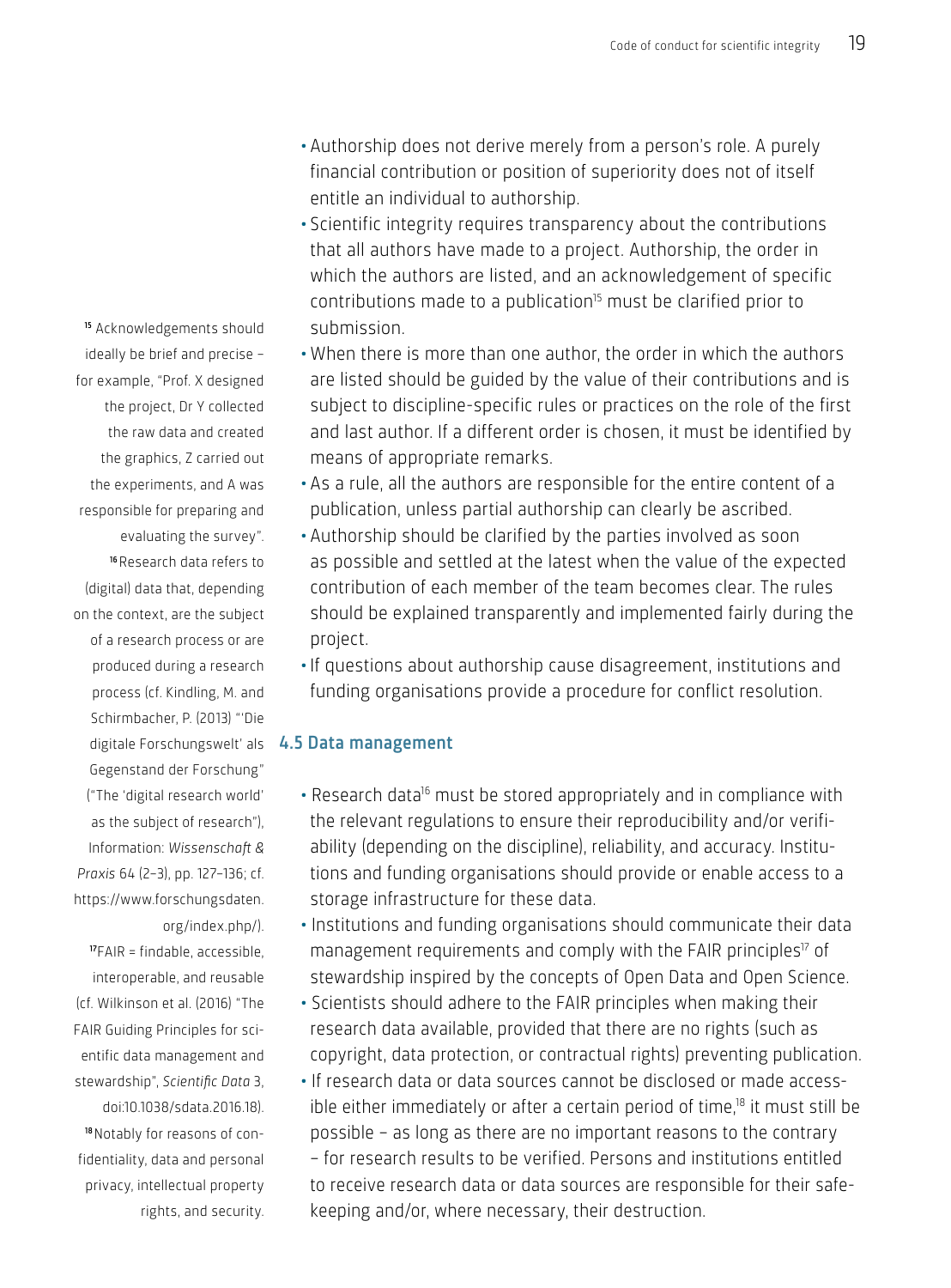- Authorship does not derive merely from a person's role. A purely financial contribution or position of superiority does not of itself entitle an individual to authorship.
- Scientific integrity requires transparency about the contributions that all authors have made to a project. Authorship, the order in which the authors are listed, and an acknowledgement of specific contributions made to a publication[15] must be clarified prior to submission.
- When there is more than one author, the order in which the authors are listed should be guided by the value of their contributions and is subject to discipline-specific rules or practices on the role of the first and last author. If a different order is chosen, it must be identified by means of appropriate remarks.
- As a rule, all the authors are responsible for the entire content of a publication, unless partial authorship can clearly be ascribed.
- Authorship should be clarified by the parties involved as soon as possible and settled at the latest when the value of the expected contribution of each member of the team becomes clear. The rules should be explained transparently and implemented fairly during the project.
- If questions about authorship cause disagreement, institutions and funding organisations provide a procedure for conflict resolution.

## 4.5 Data management

- Research data[16] must be stored appropriately and in compliance with the relevant regulations to ensure their reproducibility and/or verifiability (depending on the discipline), reliability, and accuracy. Institutions and funding organisations should provide or enable access to a storage infrastructure for these data.
- Institutions and funding organisations should communicate their data management requirements and comply with the FAIR principles[17] of stewardship inspired by the concepts of Open Data and Open Science.
- Scientists should adhere to the FAIR principles when making their research data available, provided that there are no rights (such as copyright, data protection, or contractual rights) preventing publication.
- If research data or data sources cannot be disclosed or made accessible either immediately or after a certain period of time,[18] it must still be possible – as long as there are no important reasons to the contrary – for research results to be verified. Persons and institutions entitled to receive research data or data sources are responsible for their safekeeping and/or, where necessary, their destruction.

[15] Acknowledgements should ideally be brief and precise – for example, "Prof. X designed the project, Dr Y collected the raw data and created the graphics, Z carried out the experiments, and A was responsible for preparing and evaluating the survey".

[16] Research data refers to (digital) data that, depending on the context, are the subject of a research process or are produced during a research process (cf. Kindling, M. and Schirmbacher, P. (2013) "'Die digitale Forschungswelt' als Gegenstand der Forschung" ("The 'digital research world' as the subject of research"), Information: *Wissenschaft & Praxis* 64 (2–3), pp. 127–136; cf. https://www.forschungsdaten.org/index.php/).

[17] FAIR = findable, accessible, interoperable, and reusable (cf. Wilkinson et al. (2016) "The FAIR Guiding Principles for scientific data management and stewardship", *Scientific Data* 3, doi:10.1038/sdata.2016.18).

[18] Notably for reasons of confidentiality, data and personal privacy, intellectual property rights, and security.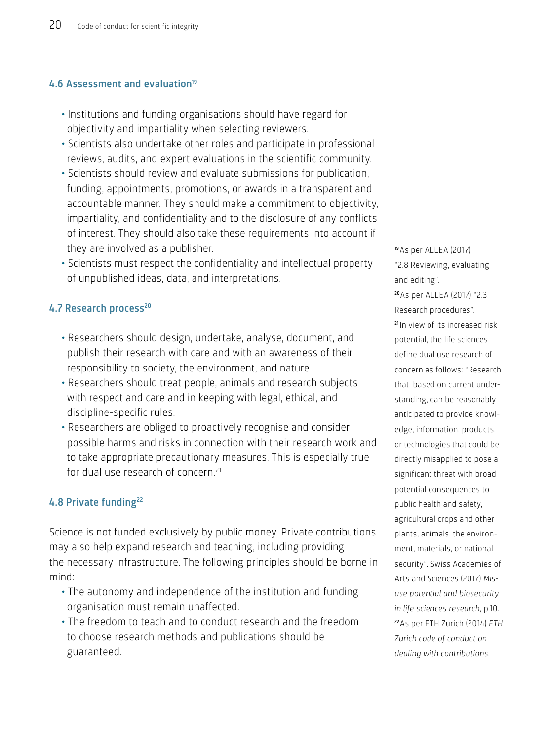### 4.6 Assessment and evaluation[19]

- Institutions and funding organisations should have regard for objectivity and impartiality when selecting reviewers.
- Scientists also undertake other roles and participate in professional reviews, audits, and expert evaluations in the scientific community.
- Scientists should review and evaluate submissions for publication, funding, appointments, promotions, or awards in a transparent and accountable manner. They should make a commitment to objectivity, impartiality, and confidentiality and to the disclosure of any conflicts of interest. They should also take these requirements into account if they are involved as a publisher.
- Scientists must respect the confidentiality and intellectual property of unpublished ideas, data, and interpretations.

### 4.7 Research process[20]

- Researchers should design, undertake, analyse, document, and publish their research with care and with an awareness of their responsibility to society, the environment, and nature.
- Researchers should treat people, animals and research subjects with respect and care and in keeping with legal, ethical, and discipline-specific rules.
- Researchers are obliged to proactively recognise and consider possible harms and risks in connection with their research work and to take appropriate precautionary measures. This is especially true for dual use research of concern.[21]

### 4.8 Private funding[22]

Science is not funded exclusively by public money. Private contributions may also help expand research and teaching, including providing the necessary infrastructure. The following principles should be borne in mind:

- The autonomy and independence of the institution and funding organisation must remain unaffected.
- The freedom to teach and to conduct research and the freedom to choose research methods and publications should be guaranteed.

[19] As per ALLEA (2017) "2.8 Reviewing, evaluating and editing".

[20] As per ALLEA (2017) "2.3 Research procedures".

[21] In view of its increased risk potential, the life sciences define dual use research of concern as follows: "Research that, based on current understanding, can be reasonably anticipated to provide knowledge, information, products, or technologies that could be directly misapplied to pose a significant threat with broad potential consequences to public health and safety, agricultural crops and other plants, animals, the environment, materials, or national security". Swiss Academies of Arts and Sciences (2017) *Misuse potential and biosecurity in life sciences research*, p.10.

[22] As per ETH Zurich (2014) *ETH Zurich code of conduct on dealing with contributions*.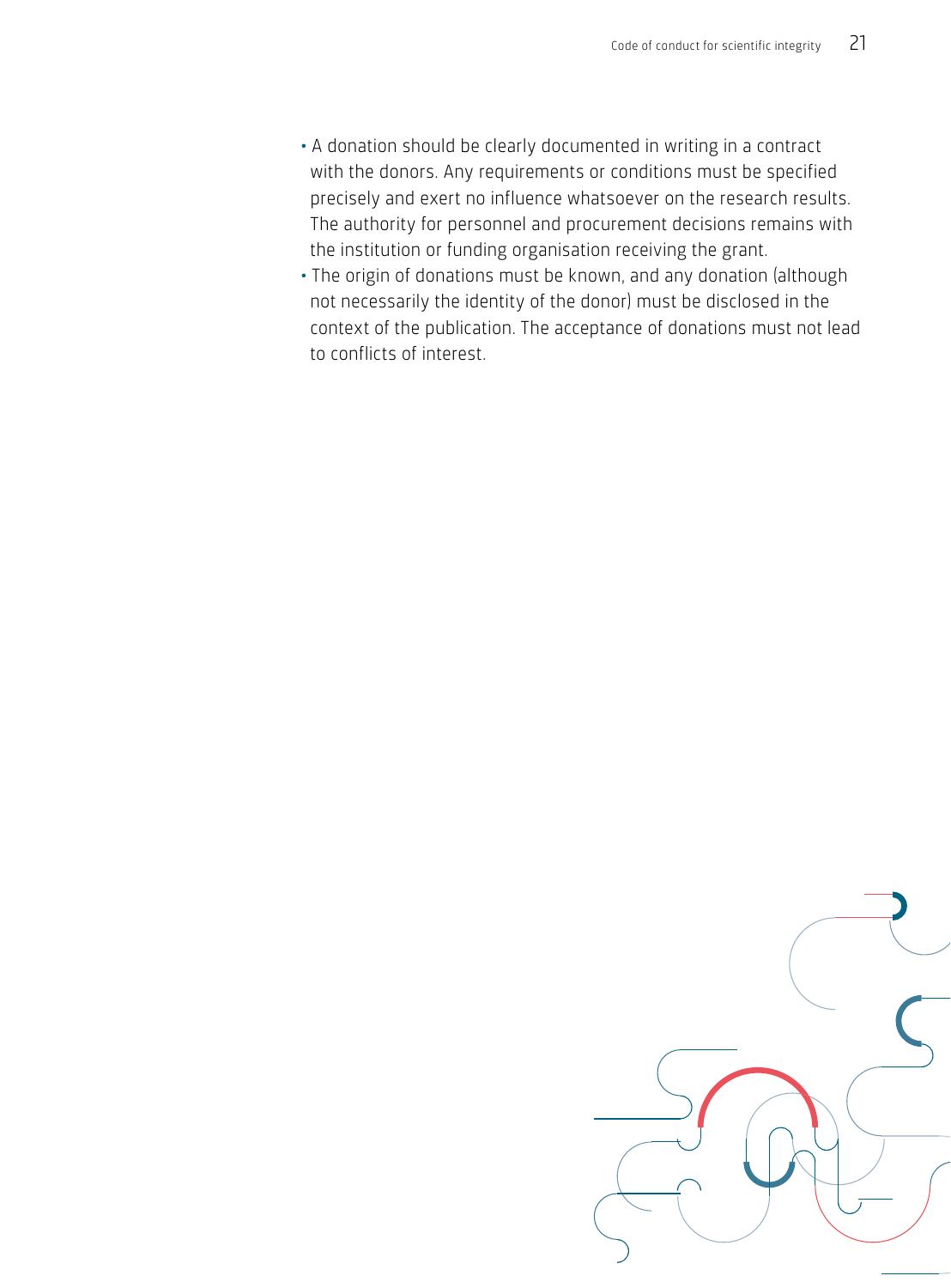- A donation should be clearly documented in writing in a contract with the donors. Any requirements or conditions must be specified precisely and exert no influence whatsoever on the research results. The authority for personnel and procurement decisions remains with the institution or funding organisation receiving the grant.
- The origin of donations must be known, and any donation (although not necessarily the identity of the donor) must be disclosed in the context of the publication. The acceptance of donations must not lead to conflicts of interest.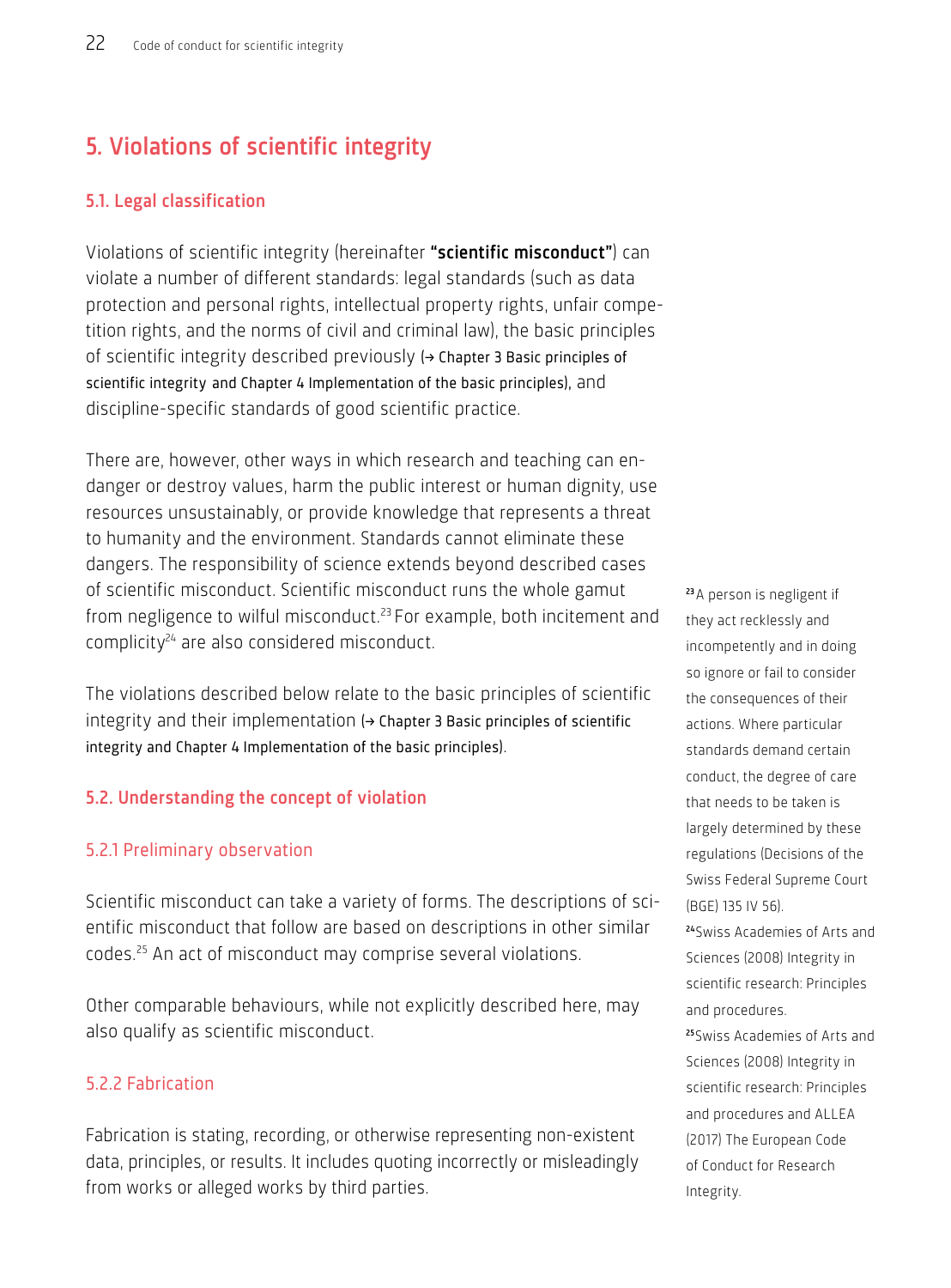## 5. Violations of scientific integrity

### 5.1. Legal classification

Violations of scientific integrity (hereinafter **"scientific misconduct"**) can violate a number of different standards: legal standards (such as data protection and personal rights, intellectual property rights, unfair competition rights, and the norms of civil and criminal law), the basic principles of scientific integrity described previously (→ Chapter 3 Basic principles of scientific integrity and Chapter 4 Implementation of the basic principles), and discipline-specific standards of good scientific practice.

There are, however, other ways in which research and teaching can endanger or destroy values, harm the public interest or human dignity, use resources unsustainably, or provide knowledge that represents a threat to humanity and the environment. Standards cannot eliminate these dangers. The responsibility of science extends beyond described cases of scientific misconduct. Scientific misconduct runs the whole gamut from negligence to wilful misconduct.[23] For example, both incitement and complicity[24] are also considered misconduct.

The violations described below relate to the basic principles of scientific integrity and their implementation (→ Chapter 3 Basic principles of scientific integrity and Chapter 4 Implementation of the basic principles).

### 5.2. Understanding the concept of violation

#### 5.2.1 Preliminary observation

Scientific misconduct can take a variety of forms. The descriptions of scientific misconduct that follow are based on descriptions in other similar codes.[25] An act of misconduct may comprise several violations.

Other comparable behaviours, while not explicitly described here, may also qualify as scientific misconduct.

#### 5.2.2 Fabrication

Fabrication is stating, recording, or otherwise representing non-existent data, principles, or results. It includes quoting incorrectly or misleadingly from works or alleged works by third parties.

---

[23] A person is negligent if they act recklessly and incompetently and in doing so ignore or fail to consider the consequences of their actions. Where particular standards demand certain conduct, the degree of care that needs to be taken is largely determined by these regulations (Decisions of the Swiss Federal Supreme Court (BGE) 135 IV 56).

[24] Swiss Academies of Arts and Sciences (2008) Integrity in scientific research: Principles and procedures.

[25] Swiss Academies of Arts and Sciences (2008) Integrity in scientific research: Principles and procedures and ALLEA (2017) The European Code of Conduct for Research Integrity.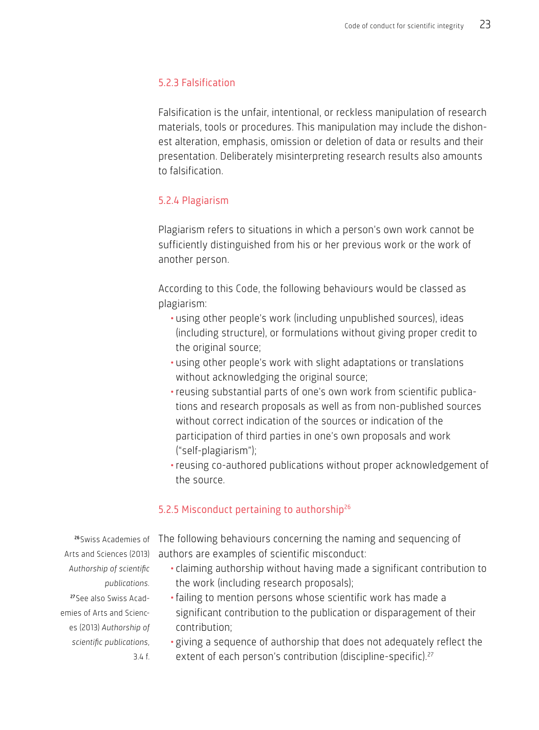### 5.2.3 Falsification

Falsification is the unfair, intentional, or reckless manipulation of research materials, tools or procedures. This manipulation may include the dishonest alteration, emphasis, omission or deletion of data or results and their presentation. Deliberately misinterpreting research results also amounts to falsification.

### 5.2.4 Plagiarism

Plagiarism refers to situations in which a person's own work cannot be sufficiently distinguished from his or her previous work or the work of another person.

According to this Code, the following behaviours would be classed as plagiarism:

- using other people's work (including unpublished sources), ideas (including structure), or formulations without giving proper credit to the original source;
- using other people's work with slight adaptations or translations without acknowledging the original source;
- reusing substantial parts of one's own work from scientific publications and research proposals as well as from non-published sources without correct indication of the sources or indication of the participation of third parties in one's own proposals and work ("self-plagiarism");
- reusing co-authored publications without proper acknowledgement of the source.

### 5.2.5 Misconduct pertaining to authorship[26]

The following behaviours concerning the naming and sequencing of authors are examples of scientific misconduct:

- claiming authorship without having made a significant contribution to the work (including research proposals);
- failing to mention persons whose scientific work has made a significant contribution to the publication or disparagement of their contribution;
- giving a sequence of authorship that does not adequately reflect the extent of each person's contribution (discipline-specific).[27]

[26] Swiss Academies of Arts and Sciences (2013) *Authorship of scientific publications.*

[27] See also Swiss Academies of Arts and Sciences (2013) *Authorship of scientific publications*, 3.4 f.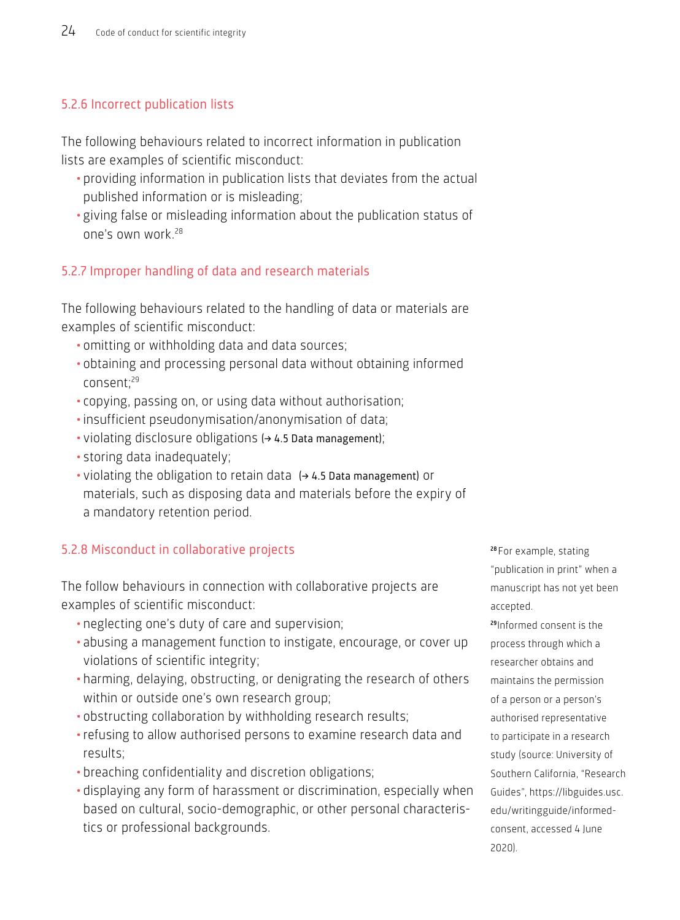### 5.2.6 Incorrect publication lists

The following behaviours related to incorrect information in publication lists are examples of scientific misconduct:

- providing information in publication lists that deviates from the actual published information or is misleading;
- giving false or misleading information about the publication status of one's own work.[28]

### 5.2.7 Improper handling of data and research materials

The following behaviours related to the handling of data or materials are examples of scientific misconduct:

- omitting or withholding data and data sources;
- obtaining and processing personal data without obtaining informed consent;[29]
- copying, passing on, or using data without authorisation;
- insufficient pseudonymisation/anonymisation of data;
- violating disclosure obligations (→ 4.5 Data management);
- storing data inadequately;
- violating the obligation to retain data (→ 4.5 Data management) or materials, such as disposing data and materials before the expiry of a mandatory retention period.

### 5.2.8 Misconduct in collaborative projects

The follow behaviours in connection with collaborative projects are examples of scientific misconduct:

- neglecting one's duty of care and supervision;
- abusing a management function to instigate, encourage, or cover up violations of scientific integrity;
- harming, delaying, obstructing, or denigrating the research of others within or outside one's own research group;
- obstructing collaboration by withholding research results;
- refusing to allow authorised persons to examine research data and results;
- breaching confidentiality and discretion obligations;
- displaying any form of harassment or discrimination, especially when based on cultural, socio-demographic, or other personal characteristics or professional backgrounds.

[28] For example, stating "publication in print" when a manuscript has not yet been accepted.

[29] Informed consent is the process through which a researcher obtains and maintains the permission of a person or a person's authorised representative to participate in a research study (source: University of Southern California, "Research Guides", https://libguides.usc.edu/writingguide/informed-consent, accessed 4 June 2020).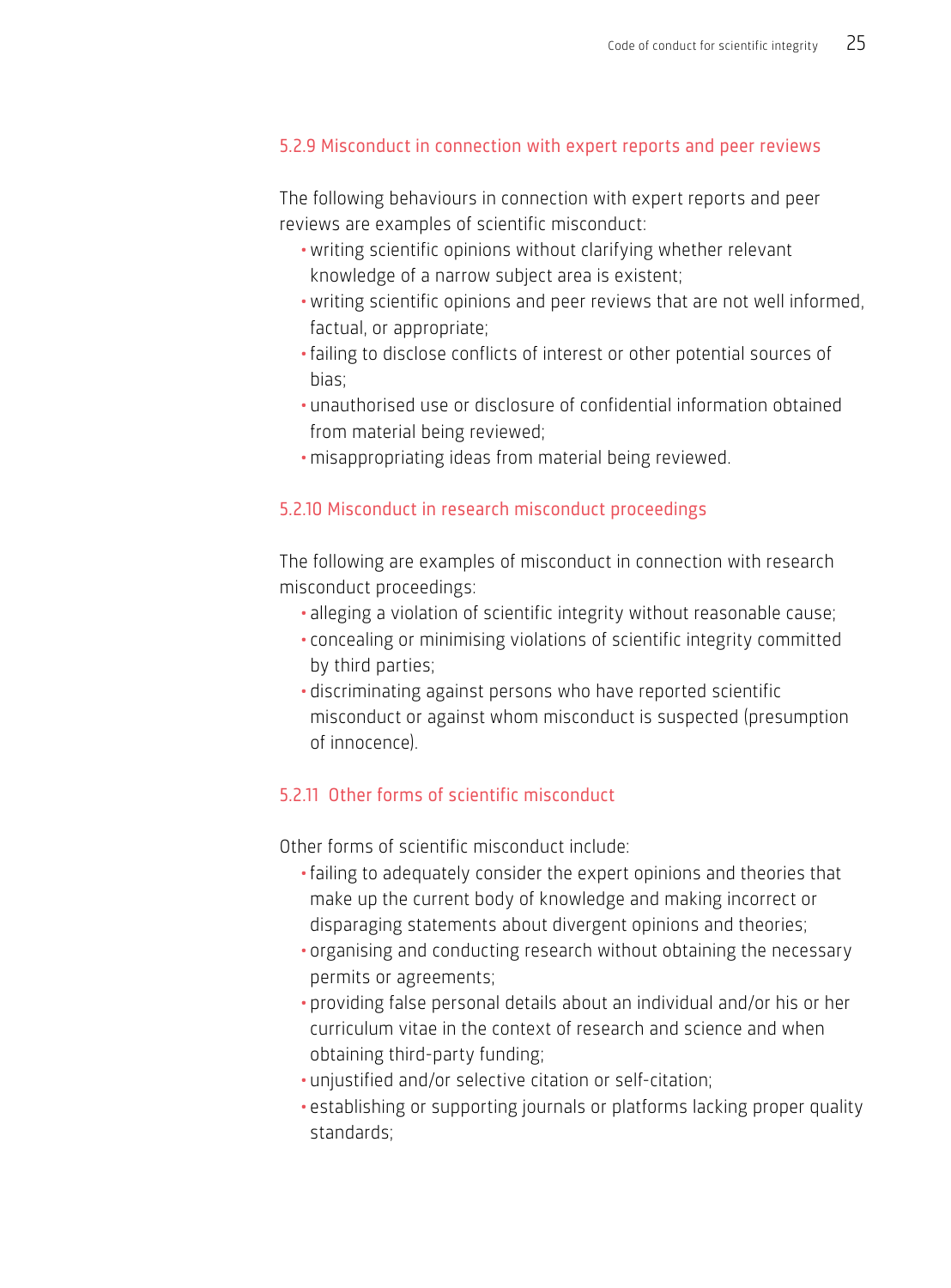#### 5.2.9 Misconduct in connection with expert reports and peer reviews

The following behaviours in connection with expert reports and peer reviews are examples of scientific misconduct:

- writing scientific opinions without clarifying whether relevant knowledge of a narrow subject area is existent;
- writing scientific opinions and peer reviews that are not well informed, factual, or appropriate;
- failing to disclose conflicts of interest or other potential sources of bias;
- unauthorised use or disclosure of confidential information obtained from material being reviewed;
- misappropriating ideas from material being reviewed.

#### 5.2.10 Misconduct in research misconduct proceedings

The following are examples of misconduct in connection with research misconduct proceedings:

- alleging a violation of scientific integrity without reasonable cause;
- concealing or minimising violations of scientific integrity committed by third parties;
- discriminating against persons who have reported scientific misconduct or against whom misconduct is suspected (presumption of innocence).

#### 5.2.11 Other forms of scientific misconduct

Other forms of scientific misconduct include:

- failing to adequately consider the expert opinions and theories that make up the current body of knowledge and making incorrect or disparaging statements about divergent opinions and theories;
- organising and conducting research without obtaining the necessary permits or agreements;
- providing false personal details about an individual and/or his or her curriculum vitae in the context of research and science and when obtaining third-party funding;
- unjustified and/or selective citation or self-citation;
- establishing or supporting journals or platforms lacking proper quality standards;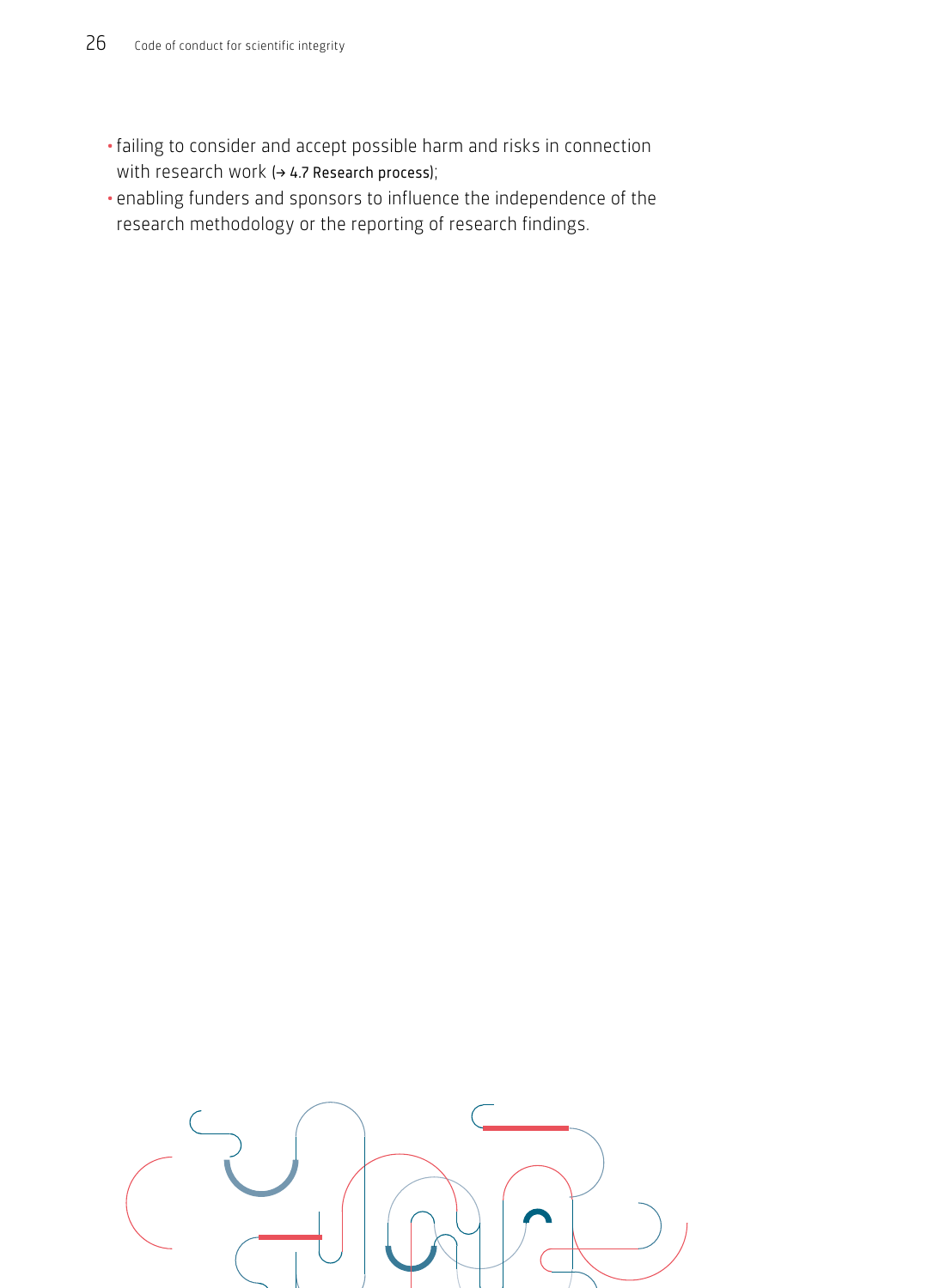- failing to consider and accept possible harm and risks in connection with research work (→ 4.7 Research process);
- enabling funders and sponsors to influence the independence of the research methodology or the reporting of research findings.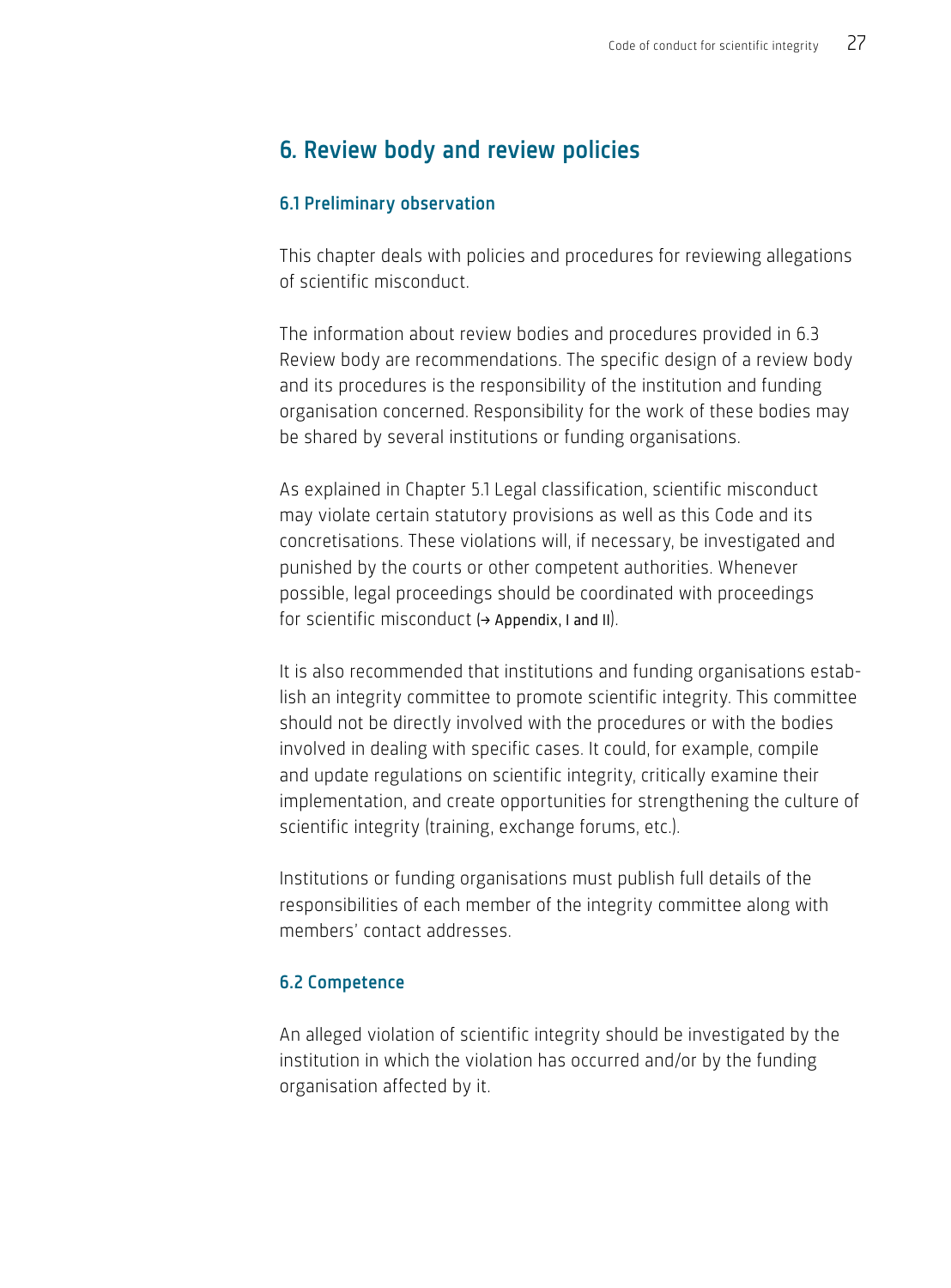## 6. Review body and review policies

### 6.1 Preliminary observation

This chapter deals with policies and procedures for reviewing allegations of scientific misconduct.

The information about review bodies and procedures provided in 6.3 Review body are recommendations. The specific design of a review body and its procedures is the responsibility of the institution and funding organisation concerned. Responsibility for the work of these bodies may be shared by several institutions or funding organisations.

As explained in Chapter 5.1 Legal classification, scientific misconduct may violate certain statutory provisions as well as this Code and its concretisations. These violations will, if necessary, be investigated and punished by the courts or other competent authorities. Whenever possible, legal proceedings should be coordinated with proceedings for scientific misconduct (→ Appendix, I and II).

It is also recommended that institutions and funding organisations establish an integrity committee to promote scientific integrity. This committee should not be directly involved with the procedures or with the bodies involved in dealing with specific cases. It could, for example, compile and update regulations on scientific integrity, critically examine their implementation, and create opportunities for strengthening the culture of scientific integrity (training, exchange forums, etc.).

Institutions or funding organisations must publish full details of the responsibilities of each member of the integrity committee along with members' contact addresses.

### 6.2 Competence

An alleged violation of scientific integrity should be investigated by the institution in which the violation has occurred and/or by the funding organisation affected by it.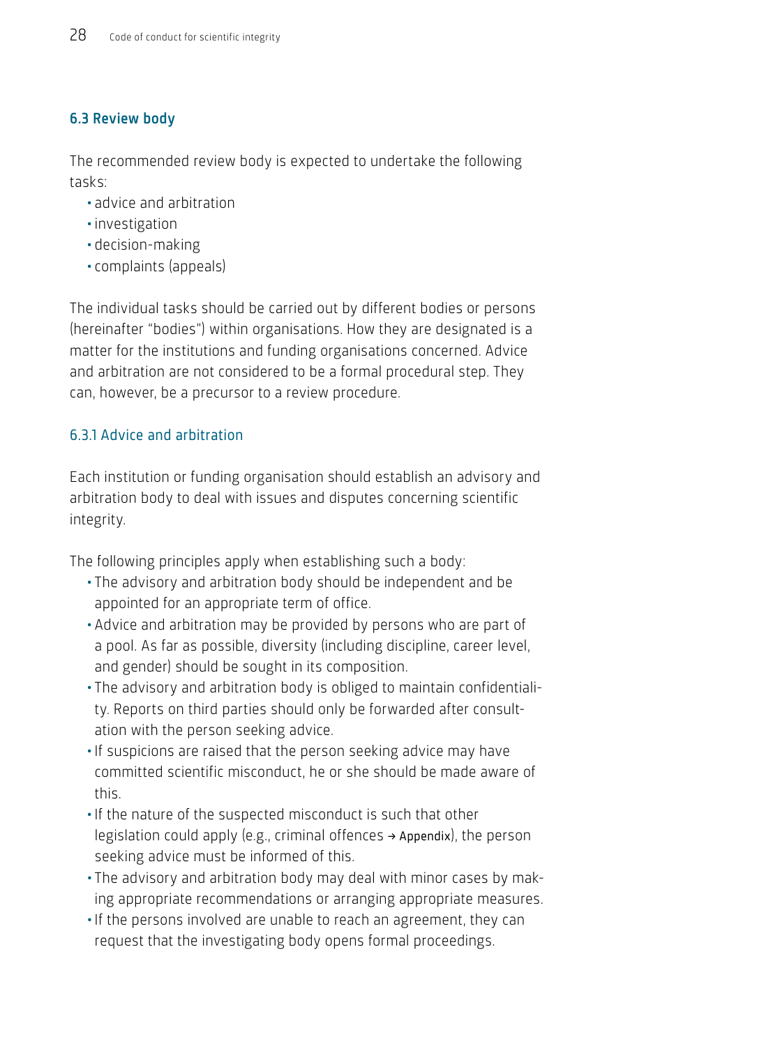### 6.3 Review body

The recommended review body is expected to undertake the following tasks:

- advice and arbitration
- investigation
- decision-making
- complaints (appeals)

The individual tasks should be carried out by different bodies or persons (hereinafter "bodies") within organisations. How they are designated is a matter for the institutions and funding organisations concerned. Advice and arbitration are not considered to be a formal procedural step. They can, however, be a precursor to a review procedure.

#### 6.3.1 Advice and arbitration

Each institution or funding organisation should establish an advisory and arbitration body to deal with issues and disputes concerning scientific integrity.

The following principles apply when establishing such a body:

- The advisory and arbitration body should be independent and be appointed for an appropriate term of office.
- Advice and arbitration may be provided by persons who are part of a pool. As far as possible, diversity (including discipline, career level, and gender) should be sought in its composition.
- The advisory and arbitration body is obliged to maintain confidentiality. Reports on third parties should only be forwarded after consultation with the person seeking advice.
- If suspicions are raised that the person seeking advice may have committed scientific misconduct, he or she should be made aware of this.
- If the nature of the suspected misconduct is such that other legislation could apply (e.g., criminal offences → Appendix), the person seeking advice must be informed of this.
- The advisory and arbitration body may deal with minor cases by making appropriate recommendations or arranging appropriate measures.
- If the persons involved are unable to reach an agreement, they can request that the investigating body opens formal proceedings.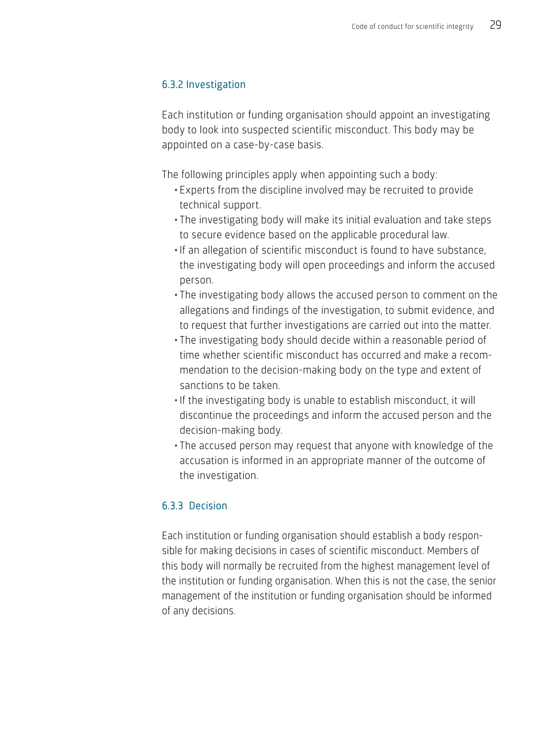### 6.3.2 Investigation

Each institution or funding organisation should appoint an investigating body to look into suspected scientific misconduct. This body may be appointed on a case-by-case basis.

The following principles apply when appointing such a body:

- Experts from the discipline involved may be recruited to provide technical support.
- The investigating body will make its initial evaluation and take steps to secure evidence based on the applicable procedural law.
- If an allegation of scientific misconduct is found to have substance, the investigating body will open proceedings and inform the accused person.
- The investigating body allows the accused person to comment on the allegations and findings of the investigation, to submit evidence, and to request that further investigations are carried out into the matter.
- The investigating body should decide within a reasonable period of time whether scientific misconduct has occurred and make a recommendation to the decision-making body on the type and extent of sanctions to be taken.
- If the investigating body is unable to establish misconduct, it will discontinue the proceedings and inform the accused person and the decision-making body.
- The accused person may request that anyone with knowledge of the accusation is informed in an appropriate manner of the outcome of the investigation.

### 6.3.3 Decision

Each institution or funding organisation should establish a body responsible for making decisions in cases of scientific misconduct. Members of this body will normally be recruited from the highest management level of the institution or funding organisation. When this is not the case, the senior management of the institution or funding organisation should be informed of any decisions.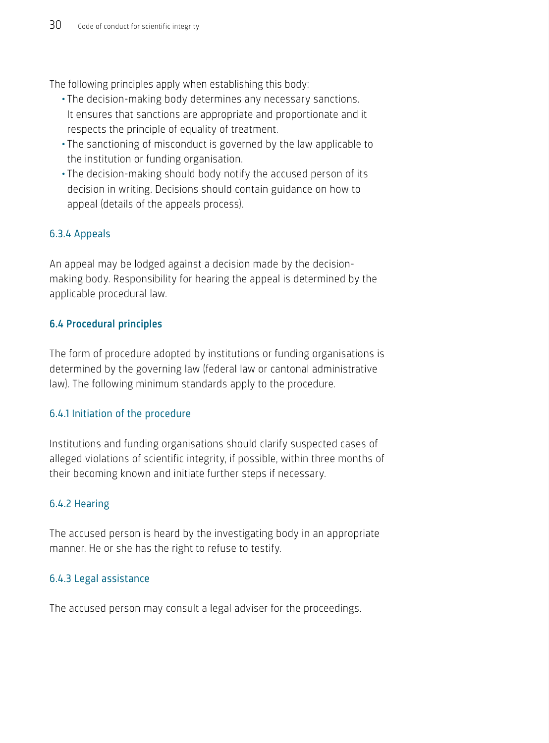The following principles apply when establishing this body:

- The decision-making body determines any necessary sanctions. It ensures that sanctions are appropriate and proportionate and it respects the principle of equality of treatment.
- The sanctioning of misconduct is governed by the law applicable to the institution or funding organisation.
- The decision-making should body notify the accused person of its decision in writing. Decisions should contain guidance on how to appeal (details of the appeals process).

#### 6.3.4 Appeals

An appeal may be lodged against a decision made by the decision-making body. Responsibility for hearing the appeal is determined by the applicable procedural law.

### 6.4 Procedural principles

The form of procedure adopted by institutions or funding organisations is determined by the governing law (federal law or cantonal administrative law). The following minimum standards apply to the procedure.

#### 6.4.1 Initiation of the procedure

Institutions and funding organisations should clarify suspected cases of alleged violations of scientific integrity, if possible, within three months of their becoming known and initiate further steps if necessary.

#### 6.4.2 Hearing

The accused person is heard by the investigating body in an appropriate manner. He or she has the right to refuse to testify.

#### 6.4.3 Legal assistance

The accused person may consult a legal adviser for the proceedings.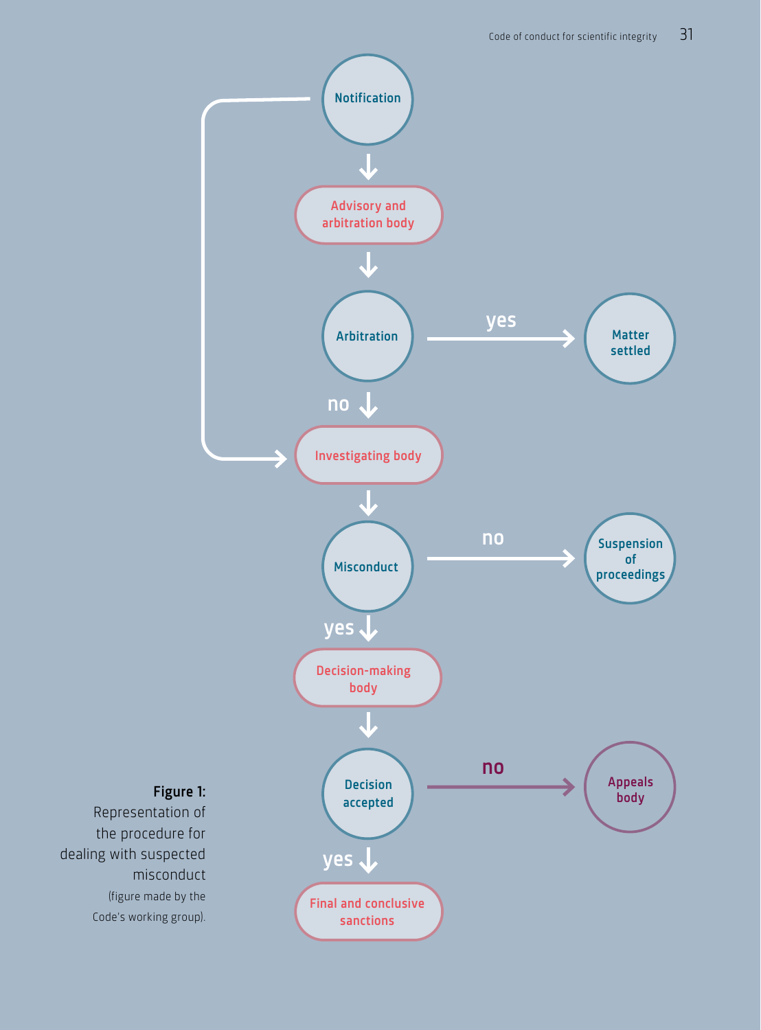Notification

Advisory and arbitration body

Arbitration

yes

Matter settled

no

Investigating body

Misconduct

no

Suspension of proceedings

yes

Decision-making body

Decision accepted

no

Appeals body

yes

Final and conclusive sanctions

**Figure 1:** Representation of the procedure for dealing with suspected misconduct (figure made by the Code's working group).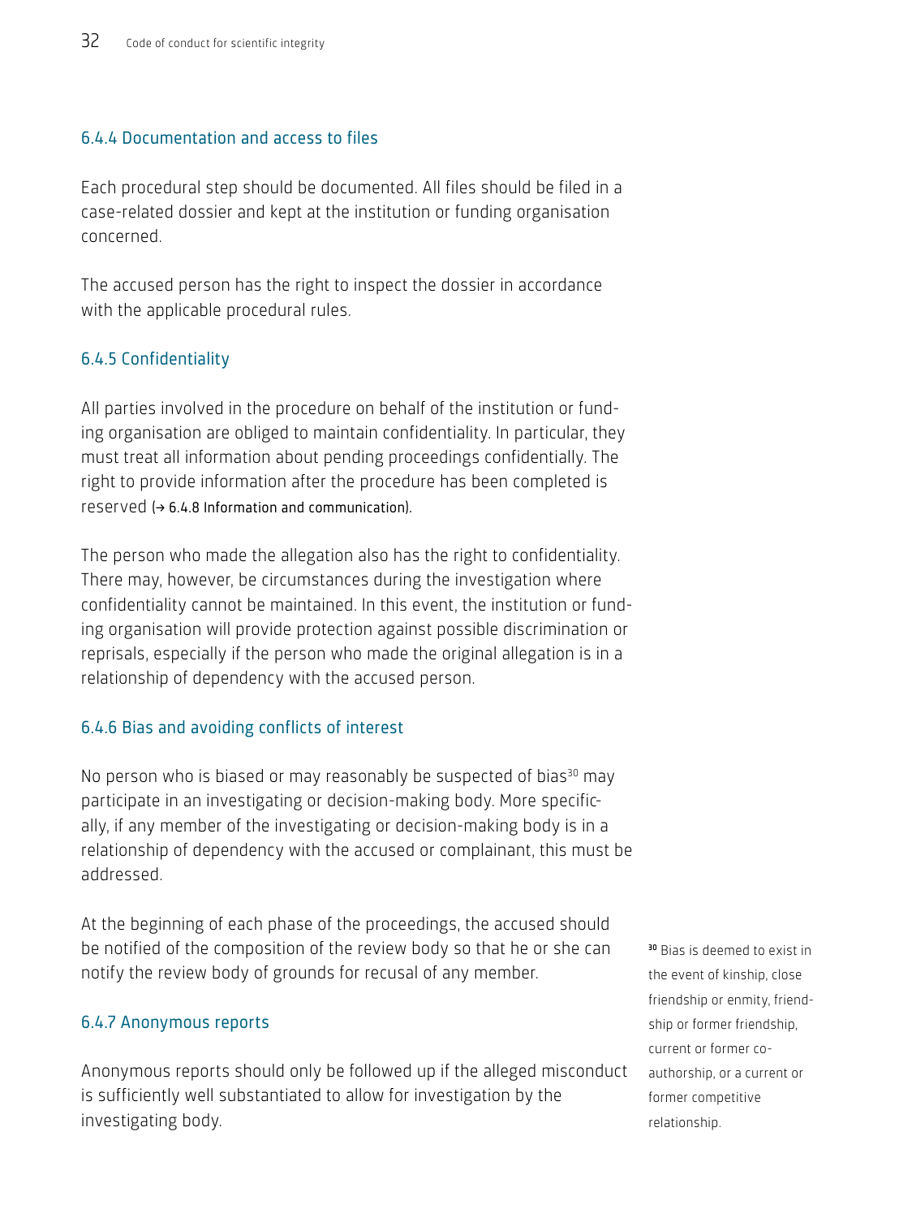### 6.4.4 Documentation and access to files

Each procedural step should be documented. All files should be filed in a case-related dossier and kept at the institution or funding organisation concerned.

The accused person has the right to inspect the dossier in accordance with the applicable procedural rules.

### 6.4.5 Confidentiality

All parties involved in the procedure on behalf of the institution or funding organisation are obliged to maintain confidentiality. In particular, they must treat all information about pending proceedings confidentially. The right to provide information after the procedure has been completed is reserved (→ 6.4.8 Information and communication).

The person who made the allegation also has the right to confidentiality. There may, however, be circumstances during the investigation where confidentiality cannot be maintained. In this event, the institution or funding organisation will provide protection against possible discrimination or reprisals, especially if the person who made the original allegation is in a relationship of dependency with the accused person.

### 6.4.6 Bias and avoiding conflicts of interest

No person who is biased or may reasonably be suspected of bias[30] may participate in an investigating or decision-making body. More specifically, if any member of the investigating or decision-making body is in a relationship of dependency with the accused or complainant, this must be addressed.

At the beginning of each phase of the proceedings, the accused should be notified of the composition of the review body so that he or she can notify the review body of grounds for recusal of any member.

### 6.4.7 Anonymous reports

Anonymous reports should only be followed up if the alleged misconduct is sufficiently well substantiated to allow for investigation by the investigating body.

[30] Bias is deemed to exist in the event of kinship, close friendship or enmity, friendship or former friendship, current or former co-authorship, or a current or former competitive relationship.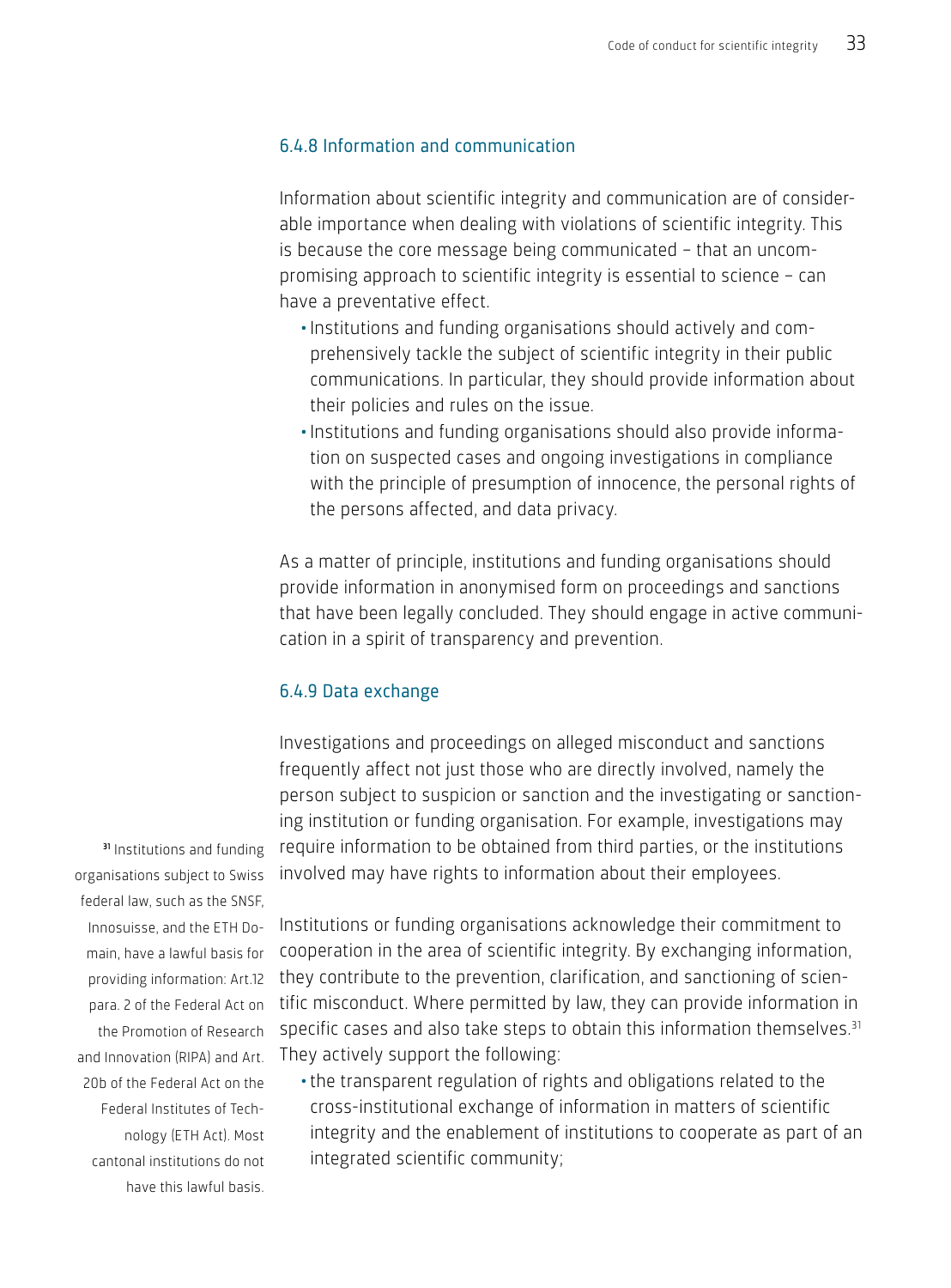### 6.4.8 Information and communication

Information about scientific integrity and communication are of considerable importance when dealing with violations of scientific integrity. This is because the core message being communicated – that an uncompromising approach to scientific integrity is essential to science – can have a preventative effect.

- Institutions and funding organisations should actively and comprehensively tackle the subject of scientific integrity in their public communications. In particular, they should provide information about their policies and rules on the issue.
- Institutions and funding organisations should also provide information on suspected cases and ongoing investigations in compliance with the principle of presumption of innocence, the personal rights of the persons affected, and data privacy.

As a matter of principle, institutions and funding organisations should provide information in anonymised form on proceedings and sanctions that have been legally concluded. They should engage in active communication in a spirit of transparency and prevention.

### 6.4.9 Data exchange

Investigations and proceedings on alleged misconduct and sanctions frequently affect not just those who are directly involved, namely the person subject to suspicion or sanction and the investigating or sanctioning institution or funding organisation. For example, investigations may require information to be obtained from third parties, or the institutions involved may have rights to information about their employees.

Institutions or funding organisations acknowledge their commitment to cooperation in the area of scientific integrity. By exchanging information, they contribute to the prevention, clarification, and sanctioning of scientific misconduct. Where permitted by law, they can provide information in specific cases and also take steps to obtain this information themselves.[31] They actively support the following:

- the transparent regulation of rights and obligations related to the cross-institutional exchange of information in matters of scientific integrity and the enablement of institutions to cooperate as part of an integrated scientific community;

[31] Institutions and funding organisations subject to Swiss federal law, such as the SNSF, Innosuisse, and the ETH Domain, have a lawful basis for providing information: Art.12 para. 2 of the Federal Act on the Promotion of Research and Innovation (RIPA) and Art. 20b of the Federal Act on the Federal Institutes of Technology (ETH Act). Most cantonal institutions do not have this lawful basis.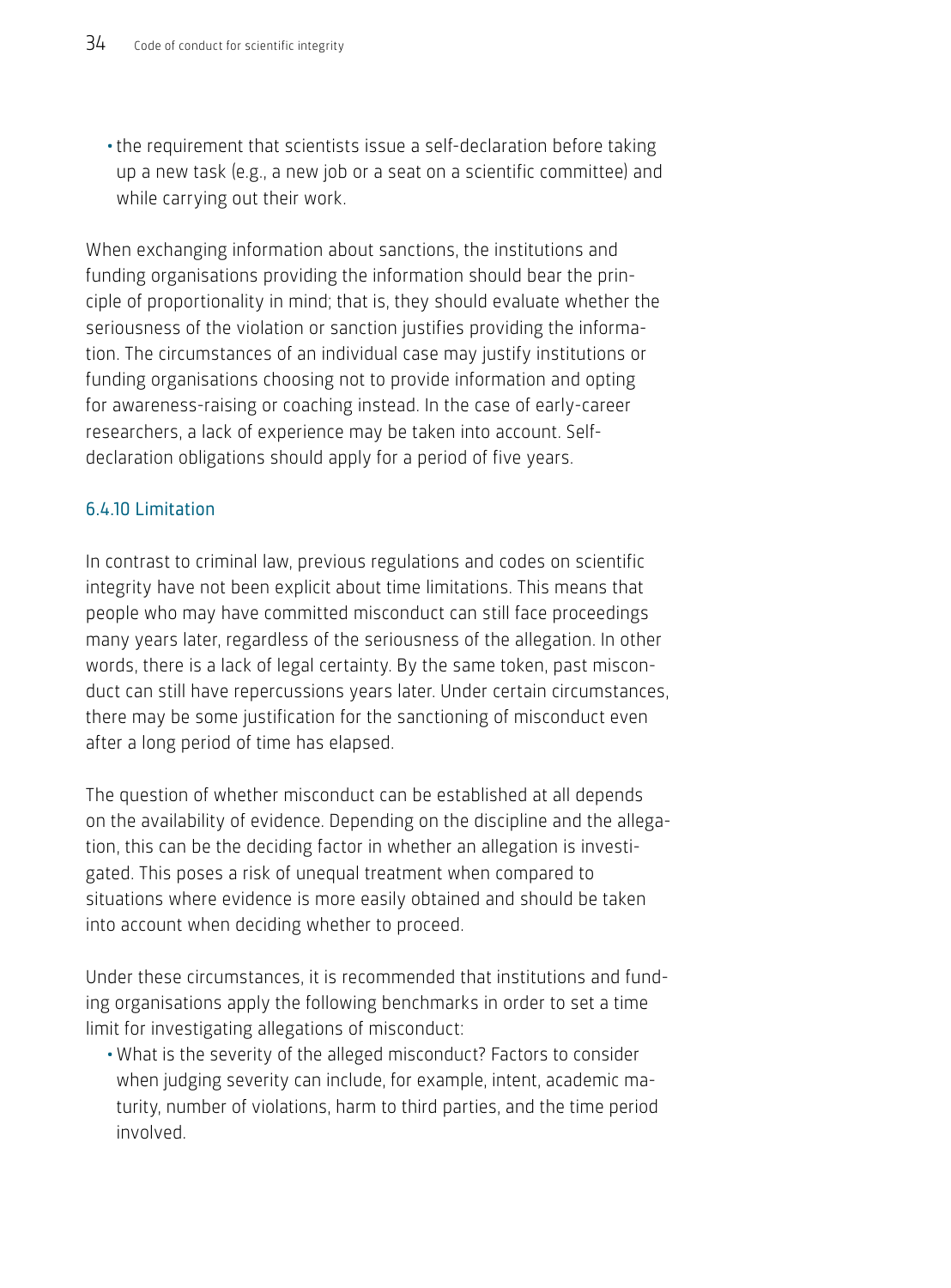- the requirement that scientists issue a self-declaration before taking up a new task (e.g., a new job or a seat on a scientific committee) and while carrying out their work.

When exchanging information about sanctions, the institutions and funding organisations providing the information should bear the principle of proportionality in mind; that is, they should evaluate whether the seriousness of the violation or sanction justifies providing the information. The circumstances of an individual case may justify institutions or funding organisations choosing not to provide information and opting for awareness-raising or coaching instead. In the case of early-career researchers, a lack of experience may be taken into account. Self-declaration obligations should apply for a period of five years.

### 6.4.10 Limitation

In contrast to criminal law, previous regulations and codes on scientific integrity have not been explicit about time limitations. This means that people who may have committed misconduct can still face proceedings many years later, regardless of the seriousness of the allegation. In other words, there is a lack of legal certainty. By the same token, past misconduct can still have repercussions years later. Under certain circumstances, there may be some justification for the sanctioning of misconduct even after a long period of time has elapsed.

The question of whether misconduct can be established at all depends on the availability of evidence. Depending on the discipline and the allegation, this can be the deciding factor in whether an allegation is investigated. This poses a risk of unequal treatment when compared to situations where evidence is more easily obtained and should be taken into account when deciding whether to proceed.

Under these circumstances, it is recommended that institutions and funding organisations apply the following benchmarks in order to set a time limit for investigating allegations of misconduct:

- What is the severity of the alleged misconduct? Factors to consider when judging severity can include, for example, intent, academic maturity, number of violations, harm to third parties, and the time period involved.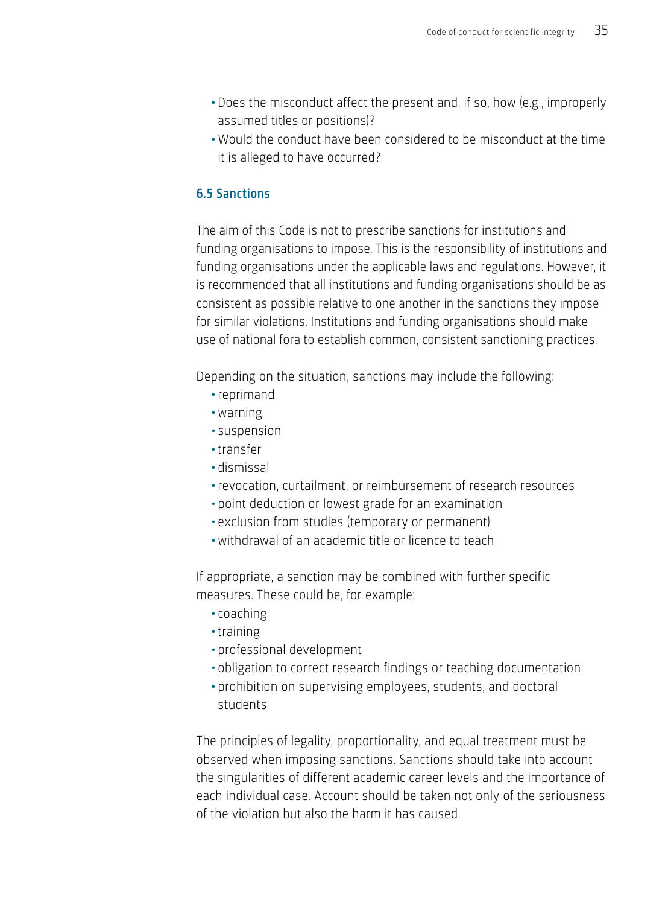- Does the misconduct affect the present and, if so, how (e.g., improperly assumed titles or positions)?
- Would the conduct have been considered to be misconduct at the time it is alleged to have occurred?

### 6.5 Sanctions

The aim of this Code is not to prescribe sanctions for institutions and funding organisations to impose. This is the responsibility of institutions and funding organisations under the applicable laws and regulations. However, it is recommended that all institutions and funding organisations should be as consistent as possible relative to one another in the sanctions they impose for similar violations. Institutions and funding organisations should make use of national fora to establish common, consistent sanctioning practices.

Depending on the situation, sanctions may include the following:

- reprimand
- warning
- suspension
- transfer
- dismissal
- revocation, curtailment, or reimbursement of research resources
- point deduction or lowest grade for an examination
- exclusion from studies (temporary or permanent)
- withdrawal of an academic title or licence to teach

If appropriate, a sanction may be combined with further specific measures. These could be, for example:

- coaching
- training
- professional development
- obligation to correct research findings or teaching documentation
- prohibition on supervising employees, students, and doctoral students

The principles of legality, proportionality, and equal treatment must be observed when imposing sanctions. Sanctions should take into account the singularities of different academic career levels and the importance of each individual case. Account should be taken not only of the seriousness of the violation but also the harm it has caused.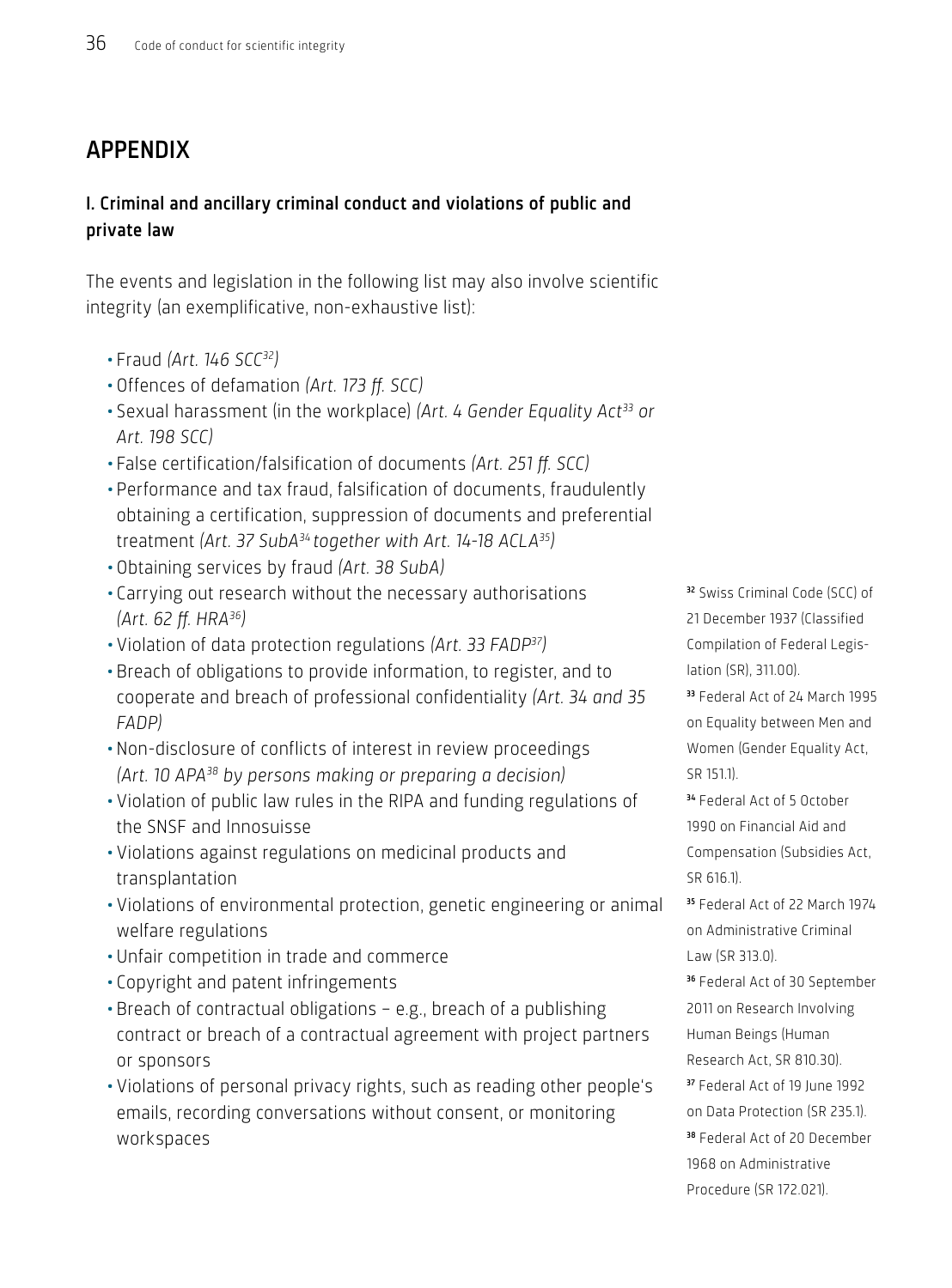## APPENDIX

### I. Criminal and ancillary criminal conduct and violations of public and private law

The events and legislation in the following list may also involve scientific integrity (an exemplificative, non-exhaustive list):

- Fraud *(Art. 146 SCC[32])*
- Offences of defamation *(Art. 173 ff. SCC)*
- Sexual harassment (in the workplace) *(Art. 4 Gender Equality Act[33] or Art. 198 SCC)*
- False certification/falsification of documents *(Art. 251 ff. SCC)*
- Performance and tax fraud, falsification of documents, fraudulently obtaining a certification, suppression of documents and preferential treatment *(Art. 37 SubA[34] together with Art. 14-18 ACLA[35])*
- Obtaining services by fraud *(Art. 38 SubA)*
- Carrying out research without the necessary authorisations *(Art. 62 ff. HRA[36])*
- Violation of data protection regulations *(Art. 33 FADP[37])*
- Breach of obligations to provide information, to register, and to cooperate and breach of professional confidentiality *(Art. 34 and 35 FADP)*
- Non-disclosure of conflicts of interest in review proceedings *(Art. 10 APA[38] by persons making or preparing a decision)*
- Violation of public law rules in the RIPA and funding regulations of the SNSF and Innosuisse
- Violations against regulations on medicinal products and transplantation
- Violations of environmental protection, genetic engineering or animal welfare regulations
- Unfair competition in trade and commerce
- Copyright and patent infringements
- Breach of contractual obligations – e.g., breach of a publishing contract or breach of a contractual agreement with project partners or sponsors
- Violations of personal privacy rights, such as reading other people's emails, recording conversations without consent, or monitoring workspaces

[32] Swiss Criminal Code (SCC) of 21 December 1937 (Classified Compilation of Federal Legislation (SR), 311.00).

[33] Federal Act of 24 March 1995 on Equality between Men and Women (Gender Equality Act, SR 151.1).

[34] Federal Act of 5 October 1990 on Financial Aid and Compensation (Subsidies Act, SR 616.1).

[35] Federal Act of 22 March 1974 on Administrative Criminal Law (SR 313.0).

[36] Federal Act of 30 September 2011 on Research Involving Human Beings (Human Research Act, SR 810.30).

[37] Federal Act of 19 June 1992 on Data Protection (SR 235.1).

[38] Federal Act of 20 December 1968 on Administrative Procedure (SR 172.021).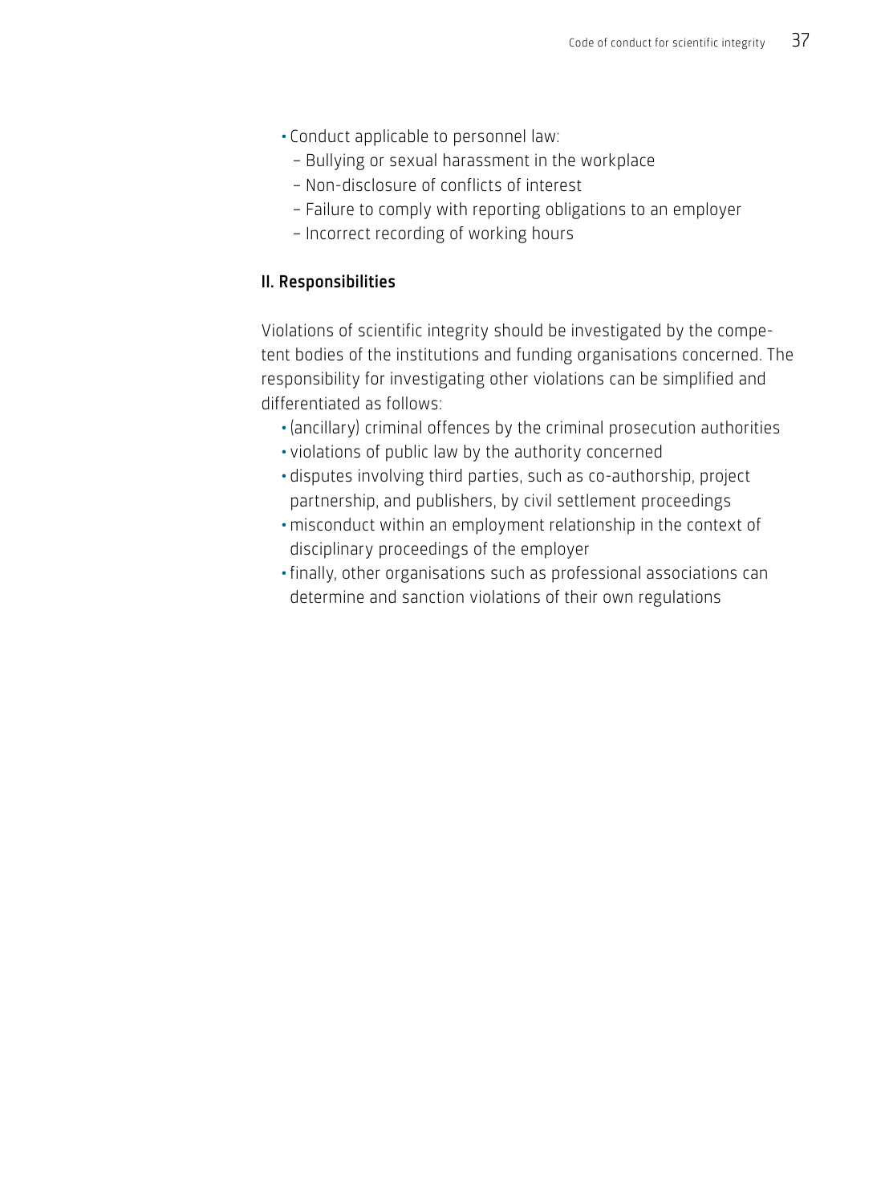- Conduct applicable to personnel law:
  - Bullying or sexual harassment in the workplace
  - Non-disclosure of conflicts of interest
  - Failure to comply with reporting obligations to an employer
  - Incorrect recording of working hours

### II. Responsibilities

Violations of scientific integrity should be investigated by the competent bodies of the institutions and funding organisations concerned. The responsibility for investigating other violations can be simplified and differentiated as follows:

- (ancillary) criminal offences by the criminal prosecution authorities
- violations of public law by the authority concerned
- disputes involving third parties, such as co-authorship, project partnership, and publishers, by civil settlement proceedings
- misconduct within an employment relationship in the context of disciplinary proceedings of the employer
- finally, other organisations such as professional associations can determine and sanction violations of their own regulations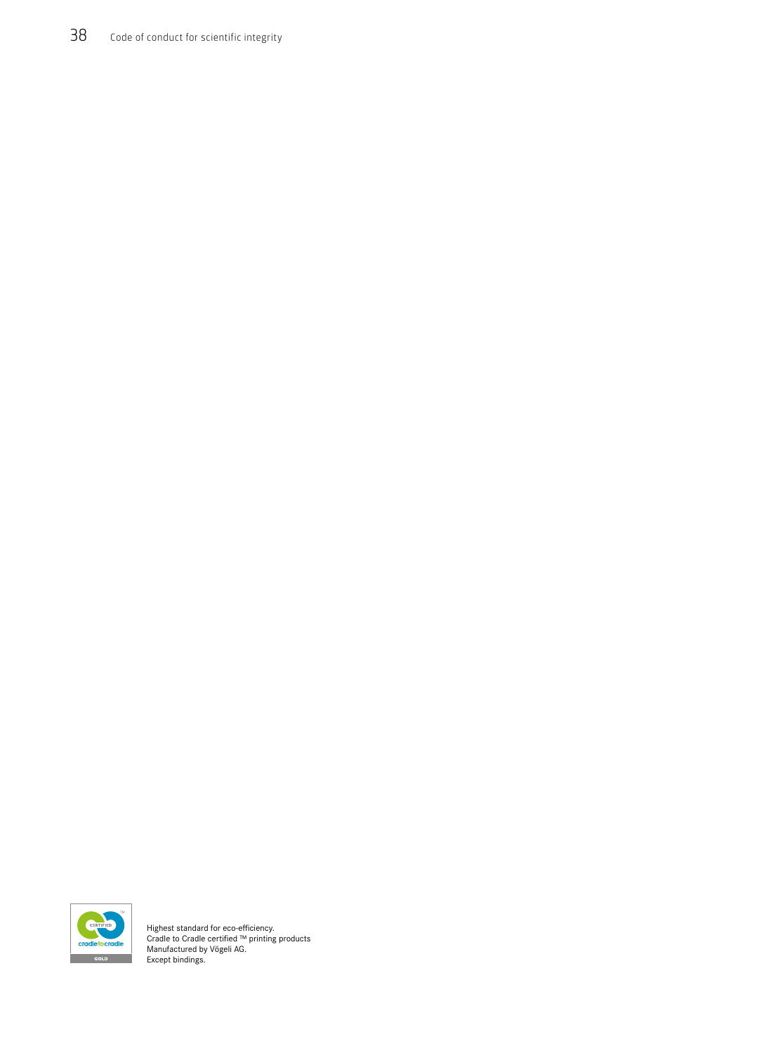Highest standard for eco-efficiency.
Cradle to Cradle certified ™ printing products
Manufactured by Vögeli AG.
Except bindings.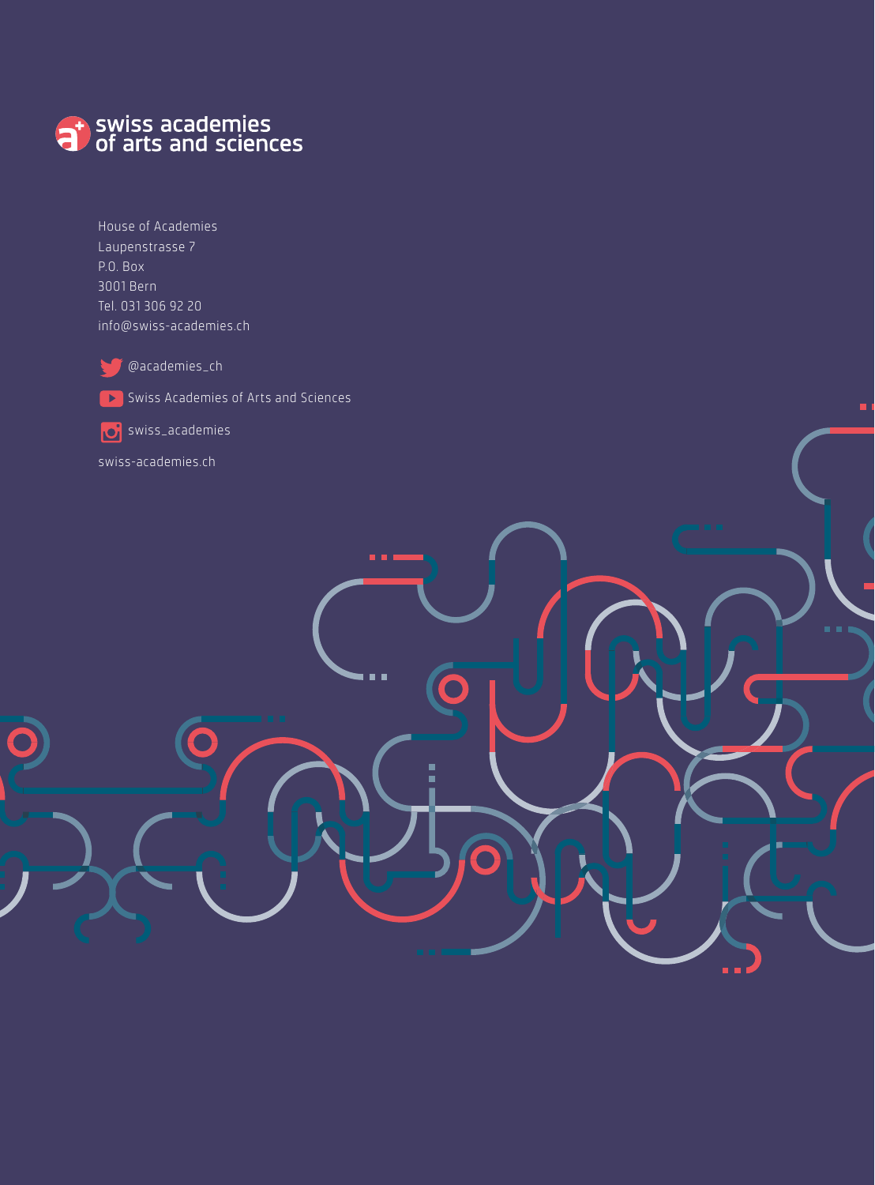swiss academies
of arts and sciences

House of Academies
Laupenstrasse 7
P.O. Box
3001 Bern
Tel. 031 306 92 20
info@swiss-academies.ch

@academies_ch

Swiss Academies of Arts and Sciences

swiss_academies

swiss-academies.ch